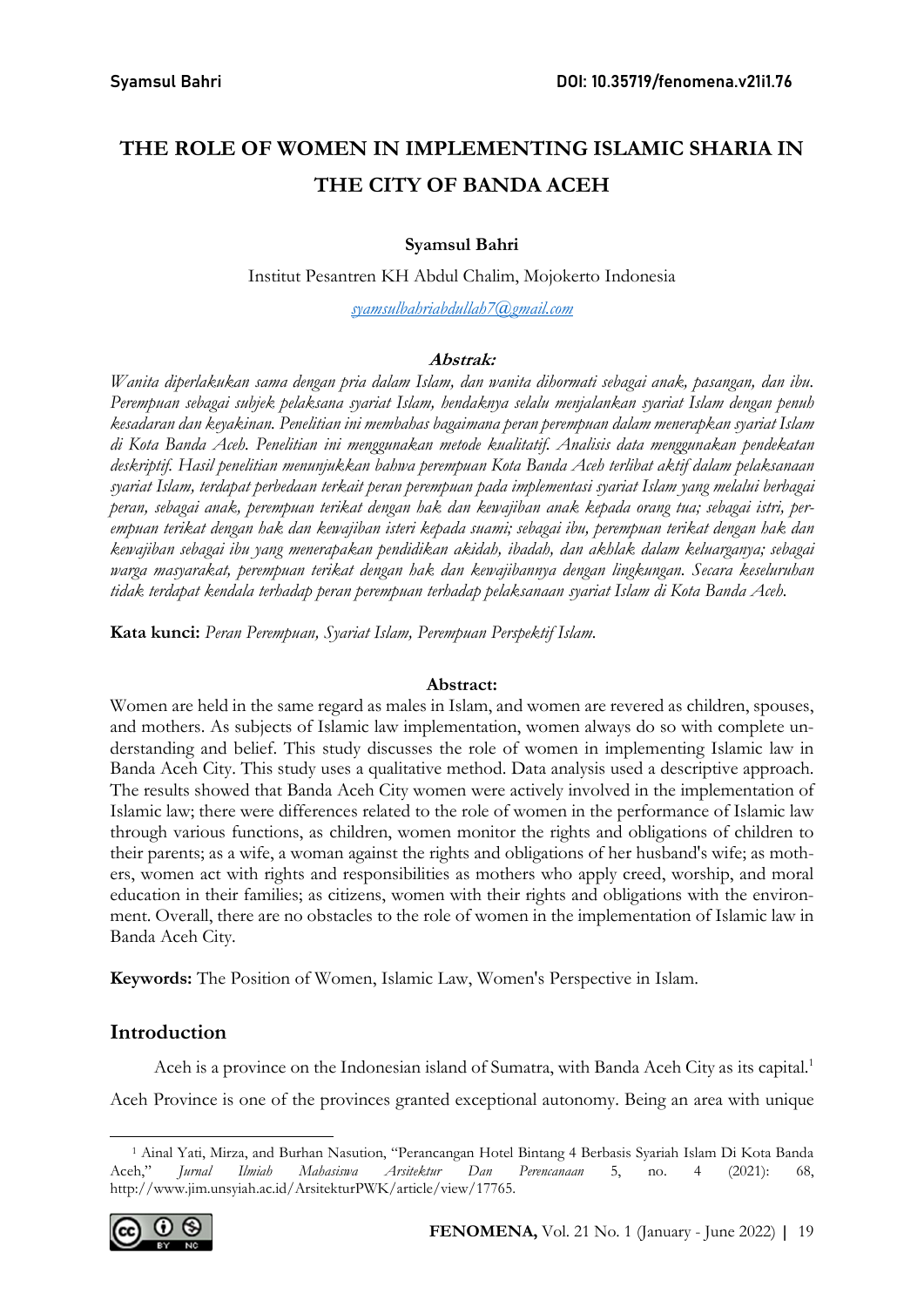# THE ROLE OF WOMEN IN IMPLEMENTING ISLAMIC SHARIA IN THE CITY OF BANDA ACEH

**Syamsul Bahri**

Institut Pesantren KH Abdul Chalim, Mojokerto Indonesia

syamsulbahriabdullah7@gmail.com

**Abstrak:**

*Wanita diperlakukan sama dengan pria dalam Islam, dan wanita dihormati sebagai anak, pasangan, dan ibu. Perempuan sebagai subjek pelaksana syariat Islam, hendaknya selalu menjalankan syariat Islam dengan penuh kesadaran dan keyakinan. Penelitian ini membahas bagaimana peran perempuan dalam menerapkan syariat Islam di Kota Banda Aceh. Penelitian ini menggunakan metode kualitatif. Analisis data menggunakan pendekatan deskriptif. Hasil penelitian menunjukkan bahwa perempuan Kota Banda Aceh terlibat aktif dalam pelaksanaan syariat Islam, terdapat perbedaan terkait peran perempuan pada implementasi syariat Islam yang melalui berbagai peran, sebagai anak, perempuan terikat dengan hak dan kewajiban anak kepada orang tua; sebagai istri, perempuan terikat dengan hak dan kewajiban isteri kepada suami; sebagai ibu, perempuan terikat dengan hak dan kewajiban sebagai ibu yang menerapakan pendidikan akidah, ibadah, dan akhlak dalam keluarganya; sebagai warga masyarakat, perempuan terikat dengan hak dan kewajibannya dengan lingkungan. Secara keseluruhan tidak terdapat kendala terhadap peran perempuan terhadap pelaksanaan syariat Islam di Kota Banda Aceh.*

**Kata kunci:** *Peran Perempuan, Syariat Islam, Perempuan Perspektif Islam.*

**Abstract:**

Women are held in the same regard as males in Islam, and women are revered as children, spouses, and mothers. As subjects of Islamic law implementation, women always do so with complete understanding and belief. This study discusses the role of women in implementing Islamic law in Banda Aceh City. This study uses a qualitative method. Data analysis used a descriptive approach. The results showed that Banda Aceh City women were actively involved in the implementation of Islamic law; there were differences related to the role of women in the performance of Islamic law through various functions, as children, women monitor the rights and obligations of children to their parents; as a wife, a woman against the rights and obligations of her husband's wife; as mothers, women act with rights and responsibilities as mothers who apply creed, worship, and moral education in their families; as citizens, women with their rights and obligations with the environment. Overall, there are no obstacles to the role of women in the implementation of Islamic law in Banda Aceh City.

**Keywords:** The Position of Women, Islamic Law, Women's Perspective in Islam.

## Introduction

Aceh is a province on the Indonesian island of Sumatra, with Banda Aceh City as its capital.[1] Aceh Province is one of the provinces granted exceptional autonomy. Being an area with unique

[1] Ainal Yati, Mirza, and Burhan Nasution, "Perancangan Hotel Bintang 4 Berbasis Syariah Islam Di Kota Banda Aceh," *Jurnal Ilmiah Mahasiswa Arsitektur Dan Perencanaan* 5, no. 4 (2021): 68, http://www.jim.unsyiah.ac.id/ArsitekturPWK/article/view/17765.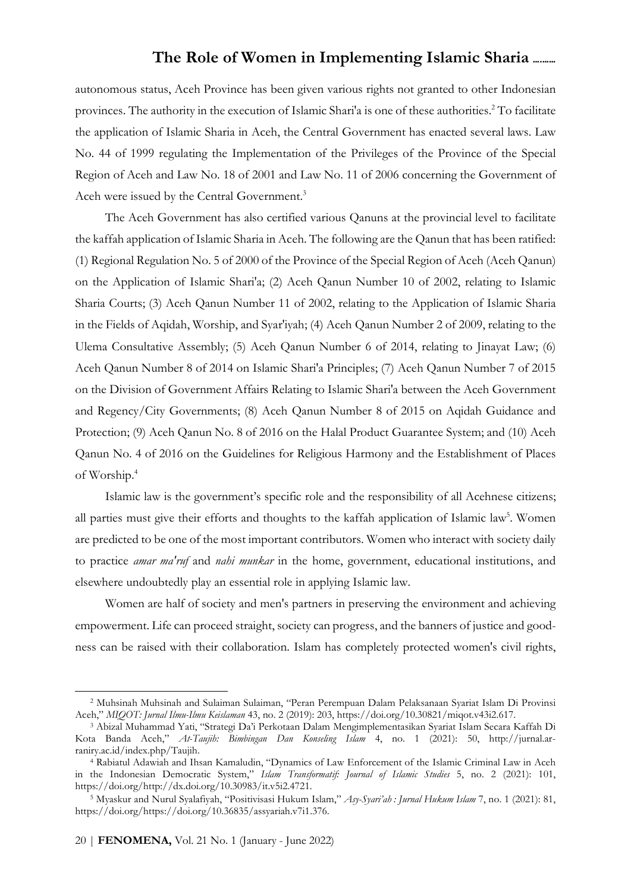autonomous status, Aceh Province has been given various rights not granted to other Indonesian provinces. The authority in the execution of Islamic Shari'a is one of these authorities.[2] To facilitate the application of Islamic Sharia in Aceh, the Central Government has enacted several laws. Law No. 44 of 1999 regulating the Implementation of the Privileges of the Province of the Special Region of Aceh and Law No. 18 of 2001 and Law No. 11 of 2006 concerning the Government of Aceh were issued by the Central Government.[3]

The Aceh Government has also certified various Qanuns at the provincial level to facilitate the kaffah application of Islamic Sharia in Aceh. The following are the Qanun that has been ratified: (1) Regional Regulation No. 5 of 2000 of the Province of the Special Region of Aceh (Aceh Qanun) on the Application of Islamic Shari'a; (2) Aceh Qanun Number 10 of 2002, relating to Islamic Sharia Courts; (3) Aceh Qanun Number 11 of 2002, relating to the Application of Islamic Sharia in the Fields of Aqidah, Worship, and Syar'iyah; (4) Aceh Qanun Number 2 of 2009, relating to the Ulema Consultative Assembly; (5) Aceh Qanun Number 6 of 2014, relating to Jinayat Law; (6) Aceh Qanun Number 8 of 2014 on Islamic Shari'a Principles; (7) Aceh Qanun Number 7 of 2015 on the Division of Government Affairs Relating to Islamic Shari'a between the Aceh Government and Regency/City Governments; (8) Aceh Qanun Number 8 of 2015 on Aqidah Guidance and Protection; (9) Aceh Qanun No. 8 of 2016 on the Halal Product Guarantee System; and (10) Aceh Qanun No. 4 of 2016 on the Guidelines for Religious Harmony and the Establishment of Places of Worship.[4]

Islamic law is the government's specific role and the responsibility of all Acehnese citizens; all parties must give their efforts and thoughts to the kaffah application of Islamic law[5]. Women are predicted to be one of the most important contributors. Women who interact with society daily to practice *amar ma'ruf* and *nahi munkar* in the home, government, educational institutions, and elsewhere undoubtedly play an essential role in applying Islamic law.

Women are half of society and men's partners in preserving the environment and achieving empowerment. Life can proceed straight, society can progress, and the banners of justice and goodness can be raised with their collaboration. Islam has completely protected women's civil rights,

---

[2] Muhsinah Muhsinah and Sulaiman Sulaiman, "Peran Perempuan Dalam Pelaksanaan Syariat Islam Di Provinsi Aceh," *MIQOT: Jurnal Ilmu-Ilmu Keislaman* 43, no. 2 (2019): 203, https://doi.org/10.30821/miqot.v43i2.617.

[3] Abizal Muhammad Yati, "Strategi Da'i Perkotaan Dalam Mengimplementasikan Syariat Islam Secara Kaffah Di Kota Banda Aceh," *At-Taujih: Bimbingan Dan Konseling Islam* 4, no. 1 (2021): 50, http://jurnal.ar-raniry.ac.id/index.php/Taujih.

[4] Rabiatul Adawiah and Ihsan Kamaludin, "Dynamics of Law Enforcement of the Islamic Criminal Law in Aceh in the Indonesian Democratic System," *Islam Transformatif: Journal of Islamic Studies* 5, no. 2 (2021): 101, https://doi.org/http://dx.doi.org/10.30983/it.v5i2.4721.

[5] Myaskur and Nurul Syalafiyah, "Positivisasi Hukum Islam," *Asy-Syari'ah : Jurnal Hukum Islam* 7, no. 1 (2021): 81, https://doi.org/https://doi.org/10.36835/assyariah.v7i1.376.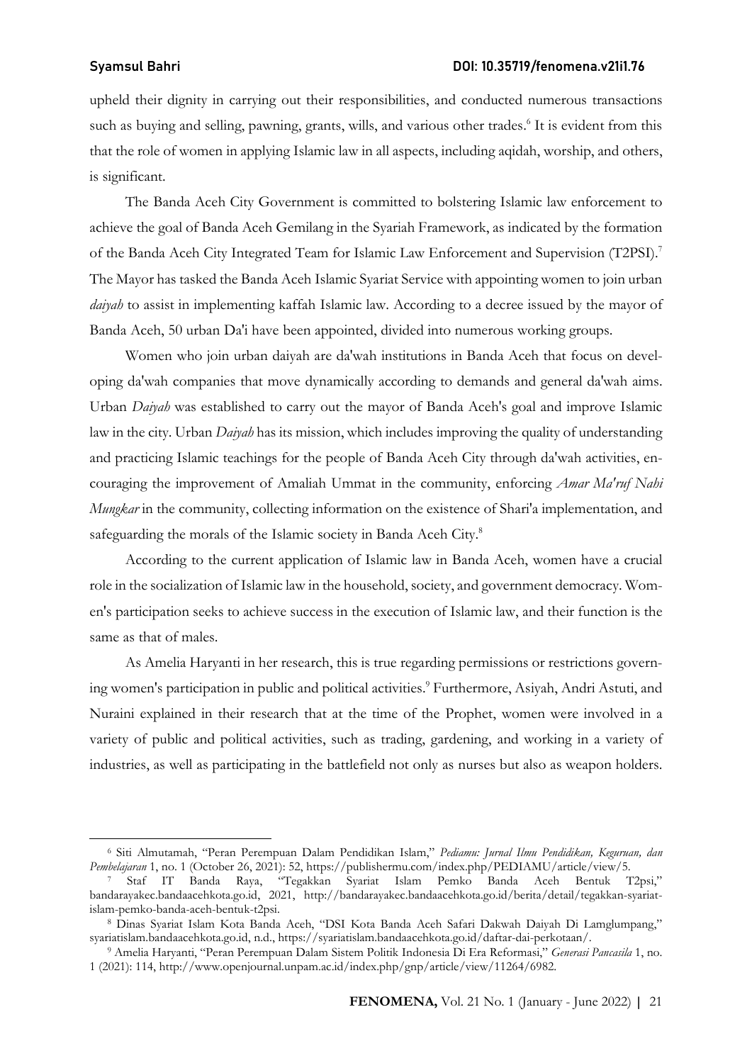upheld their dignity in carrying out their responsibilities, and conducted numerous transactions such as buying and selling, pawning, grants, wills, and various other trades.[6] It is evident from this that the role of women in applying Islamic law in all aspects, including aqidah, worship, and others, is significant.

The Banda Aceh City Government is committed to bolstering Islamic law enforcement to achieve the goal of Banda Aceh Gemilang in the Syariah Framework, as indicated by the formation of the Banda Aceh City Integrated Team for Islamic Law Enforcement and Supervision (T2PSI).[7] The Mayor has tasked the Banda Aceh Islamic Syariat Service with appointing women to join urban *daiyah* to assist in implementing kaffah Islamic law. According to a decree issued by the mayor of Banda Aceh, 50 urban Da'i have been appointed, divided into numerous working groups.

Women who join urban daiyah are da'wah institutions in Banda Aceh that focus on developing da'wah companies that move dynamically according to demands and general da'wah aims. Urban *Daiyah* was established to carry out the mayor of Banda Aceh's goal and improve Islamic law in the city. Urban *Daiyah* has its mission, which includes improving the quality of understanding and practicing Islamic teachings for the people of Banda Aceh City through da'wah activities, encouraging the improvement of Amaliah Ummat in the community, enforcing *Amar Ma'ruf Nahi Mungkar* in the community, collecting information on the existence of Shari'a implementation, and safeguarding the morals of the Islamic society in Banda Aceh City.[8]

According to the current application of Islamic law in Banda Aceh, women have a crucial role in the socialization of Islamic law in the household, society, and government democracy. Women's participation seeks to achieve success in the execution of Islamic law, and their function is the same as that of males.

As Amelia Haryanti in her research, this is true regarding permissions or restrictions governing women's participation in public and political activities.[9] Furthermore, Asiyah, Andri Astuti, and Nuraini explained in their research that at the time of the Prophet, women were involved in a variety of public and political activities, such as trading, gardening, and working in a variety of industries, as well as participating in the battlefield not only as nurses but also as weapon holders.

---

[6] Siti Almutamah, "Peran Perempuan Dalam Pendidikan Islam," *Pediamu: Jurnal Ilmu Pendidikan, Keguruan, dan Pembelajaran* 1, no. 1 (October 26, 2021): 52, https://publishermu.com/index.php/PEDIAMU/article/view/5.

[7] Staf IT Banda Raya, "Tegakkan Syariat Islam Pemko Banda Aceh Bentuk T2psi," bandarayakec.bandaacehkota.go.id, 2021, http://bandarayakec.bandaacehkota.go.id/berita/detail/tegakkan-syariat-islam-pemko-banda-aceh-bentuk-t2psi.

[8] Dinas Syariat Islam Kota Banda Aceh, "DSI Kota Banda Aceh Safari Dakwah Daiyah Di Lamglumpang," syariatislam.bandaacehkota.go.id, n.d., https://syariatislam.bandaacehkota.go.id/daftar-dai-perkotaan/.

[9] Amelia Haryanti, "Peran Perempuan Dalam Sistem Politik Indonesia Di Era Reformasi," *Generasi Pancasila* 1, no. 1 (2021): 114, http://www.openjournal.unpam.ac.id/index.php/gnp/article/view/11264/6982.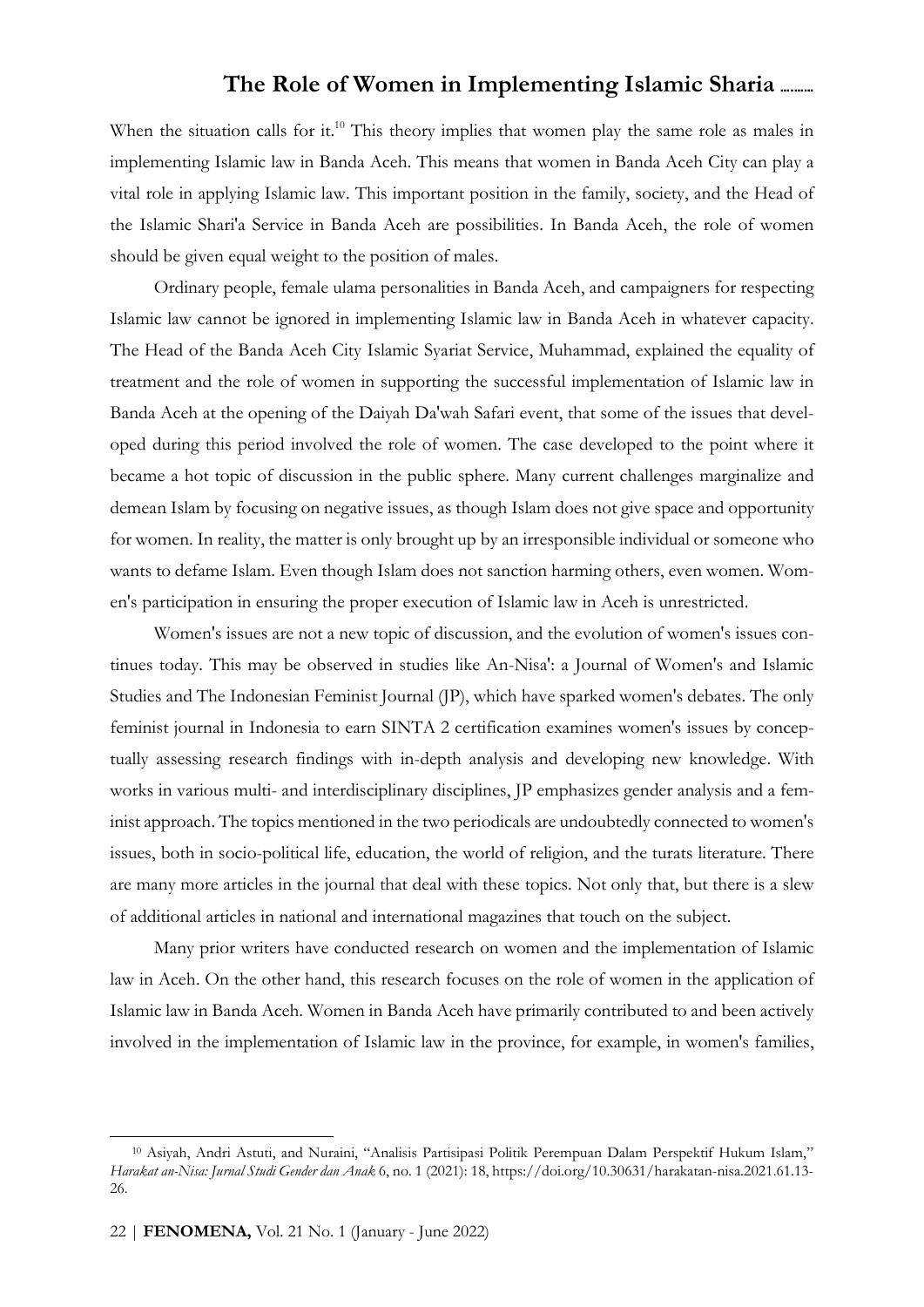When the situation calls for it.[10] This theory implies that women play the same role as males in implementing Islamic law in Banda Aceh. This means that women in Banda Aceh City can play a vital role in applying Islamic law. This important position in the family, society, and the Head of the Islamic Shari'a Service in Banda Aceh are possibilities. In Banda Aceh, the role of women should be given equal weight to the position of males.

Ordinary people, female ulama personalities in Banda Aceh, and campaigners for respecting Islamic law cannot be ignored in implementing Islamic law in Banda Aceh in whatever capacity. The Head of the Banda Aceh City Islamic Syariat Service, Muhammad, explained the equality of treatment and the role of women in supporting the successful implementation of Islamic law in Banda Aceh at the opening of the Daiyah Da'wah Safari event, that some of the issues that developed during this period involved the role of women. The case developed to the point where it became a hot topic of discussion in the public sphere. Many current challenges marginalize and demean Islam by focusing on negative issues, as though Islam does not give space and opportunity for women. In reality, the matter is only brought up by an irresponsible individual or someone who wants to defame Islam. Even though Islam does not sanction harming others, even women. Women's participation in ensuring the proper execution of Islamic law in Aceh is unrestricted.

Women's issues are not a new topic of discussion, and the evolution of women's issues continues today. This may be observed in studies like An-Nisa': a Journal of Women's and Islamic Studies and The Indonesian Feminist Journal (JP), which have sparked women's debates. The only feminist journal in Indonesia to earn SINTA 2 certification examines women's issues by conceptually assessing research findings with in-depth analysis and developing new knowledge. With works in various multi- and interdisciplinary disciplines, JP emphasizes gender analysis and a feminist approach. The topics mentioned in the two periodicals are undoubtedly connected to women's issues, both in socio-political life, education, the world of religion, and the turats literature. There are many more articles in the journal that deal with these topics. Not only that, but there is a slew of additional articles in national and international magazines that touch on the subject.

Many prior writers have conducted research on women and the implementation of Islamic law in Aceh. On the other hand, this research focuses on the role of women in the application of Islamic law in Banda Aceh. Women in Banda Aceh have primarily contributed to and been actively involved in the implementation of Islamic law in the province, for example, in women's families,

---

[10] Asiyah, Andri Astuti, and Nuraini, "Analisis Partisipasi Politik Perempuan Dalam Perspektif Hukum Islam," *Harakat an-Nisa: Jurnal Studi Gender dan Anak* 6, no. 1 (2021): 18, https://doi.org/10.30631/harakatan-nisa.2021.61.13-26.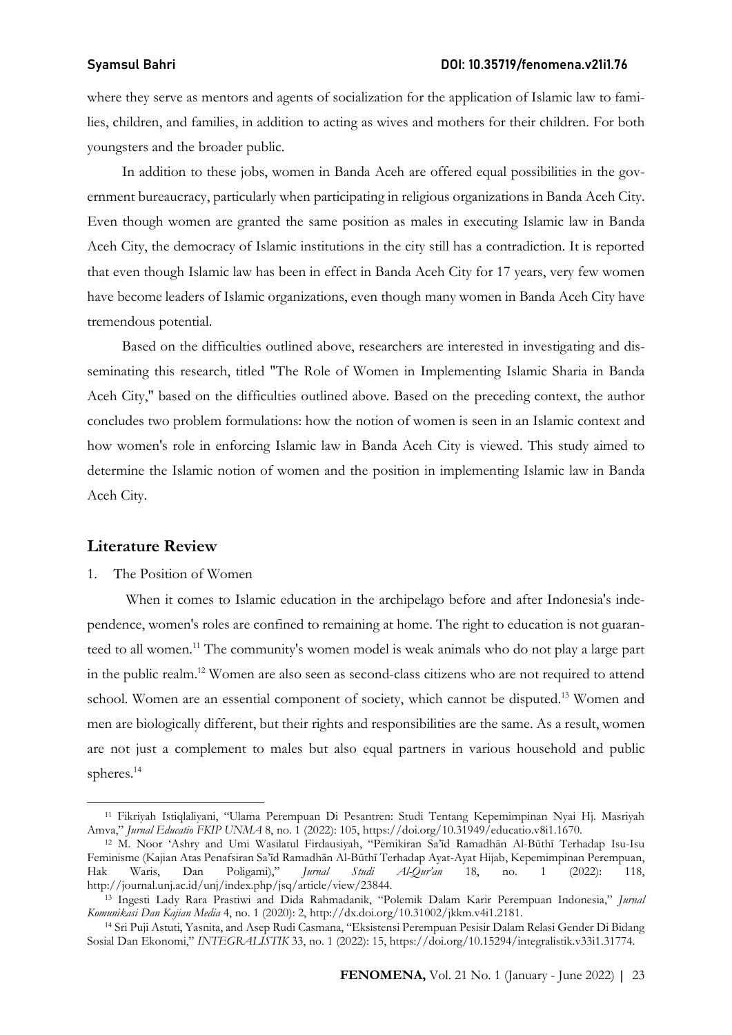where they serve as mentors and agents of socialization for the application of Islamic law to families, children, and families, in addition to acting as wives and mothers for their children. For both youngsters and the broader public.

In addition to these jobs, women in Banda Aceh are offered equal possibilities in the government bureaucracy, particularly when participating in religious organizations in Banda Aceh City. Even though women are granted the same position as males in executing Islamic law in Banda Aceh City, the democracy of Islamic institutions in the city still has a contradiction. It is reported that even though Islamic law has been in effect in Banda Aceh City for 17 years, very few women have become leaders of Islamic organizations, even though many women in Banda Aceh City have tremendous potential.

Based on the difficulties outlined above, researchers are interested in investigating and disseminating this research, titled "The Role of Women in Implementing Islamic Sharia in Banda Aceh City," based on the difficulties outlined above. Based on the preceding context, the author concludes two problem formulations: how the notion of women is seen in an Islamic context and how women's role in enforcing Islamic law in Banda Aceh City is viewed. This study aimed to determine the Islamic notion of women and the position in implementing Islamic law in Banda Aceh City.

## Literature Review

1. The Position of Women

When it comes to Islamic education in the archipelago before and after Indonesia's independence, women's roles are confined to remaining at home. The right to education is not guaranteed to all women.[11] The community's women model is weak animals who do not play a large part in the public realm.[12] Women are also seen as second-class citizens who are not required to attend school. Women are an essential component of society, which cannot be disputed.[13] Women and men are biologically different, but their rights and responsibilities are the same. As a result, women are not just a complement to males but also equal partners in various household and public spheres.[14]

---

[11] Fikriyah Istiqlaliyani, "Ulama Perempuan Di Pesantren: Studi Tentang Kepemimpinan Nyai Hj. Masriyah Amva," *Jurnal Educatio FKIP UNMA* 8, no. 1 (2022): 105, https://doi.org/10.31949/educatio.v8i1.1670.

[12] M. Noor 'Ashry and Umi Wasilatul Firdausiyah, "Pemikiran Sa'īd Ramadhān Al-Būthī Terhadap Isu-Isu Feminisme (Kajian Atas Penafsiran Sa'īd Ramadhān Al-Būthī Terhadap Ayat-Ayat Hijab, Kepemimpinan Perempuan, Hak Waris, Dan Poligami)," *Jurnal Studi Al-Qur'an* 18, no. 1 (2022): 118, http://journal.unj.ac.id/unj/index.php/jsq/article/view/23844.

[13] Ingesti Lady Rara Prastiwi and Dida Rahmadanik, "Polemik Dalam Karir Perempuan Indonesia," *Jurnal Komunikasi Dan Kajian Media* 4, no. 1 (2020): 2, http://dx.doi.org/10.31002/jkkm.v4i1.2181.

[14] Sri Puji Astuti, Yasnita, and Asep Rudi Casmana, "Eksistensi Perempuan Pesisir Dalam Relasi Gender Di Bidang Sosial Dan Ekonomi," *INTEGRALISTIK* 33, no. 1 (2022): 15, https://doi.org/10.15294/integralistik.v33i1.31774.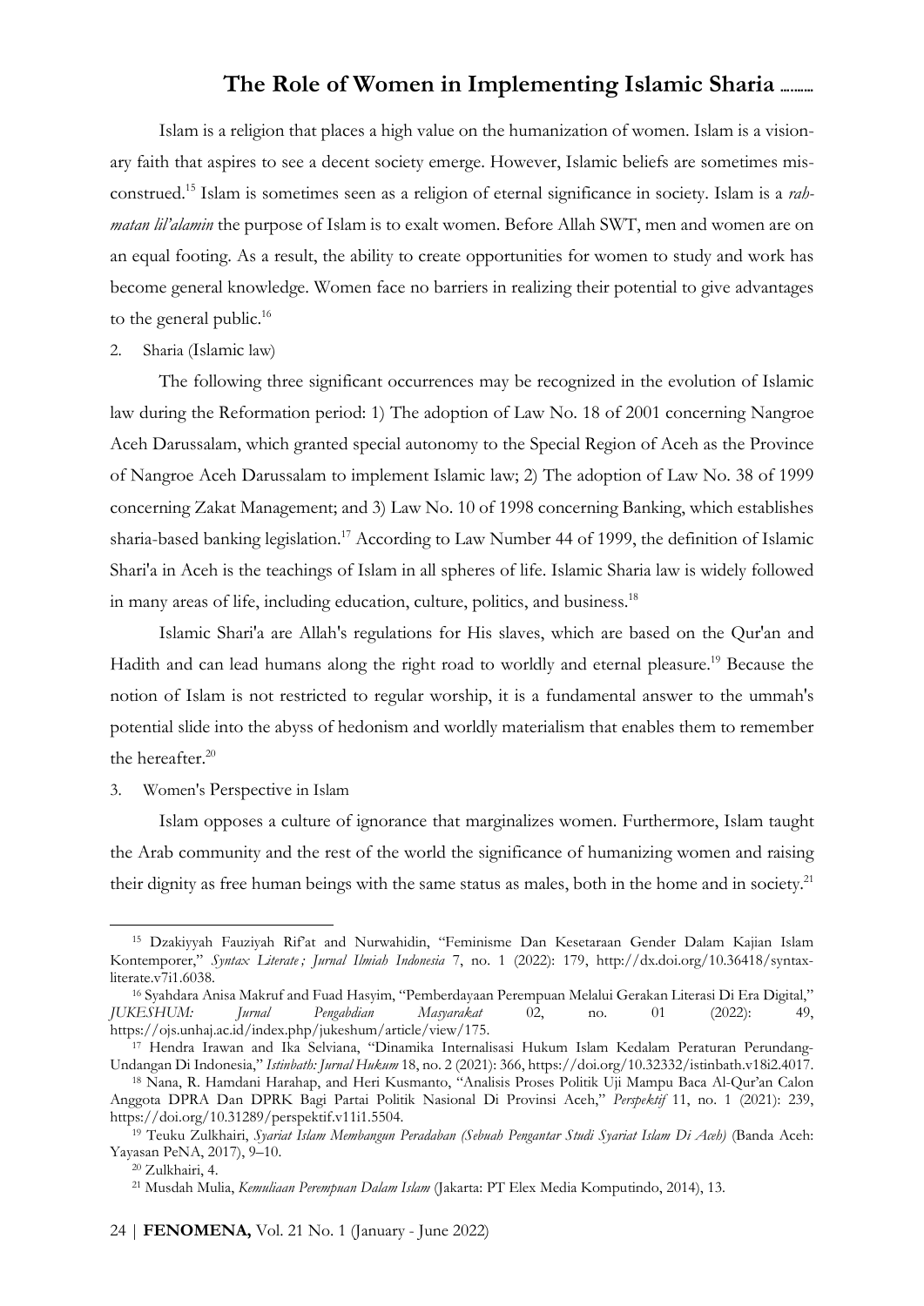Islam is a religion that places a high value on the humanization of women. Islam is a visionary faith that aspires to see a decent society emerge. However, Islamic beliefs are sometimes misconstrued.[15] Islam is sometimes seen as a religion of eternal significance in society. Islam is a *rahmatan lil'alamin* the purpose of Islam is to exalt women. Before Allah SWT, men and women are on an equal footing. As a result, the ability to create opportunities for women to study and work has become general knowledge. Women face no barriers in realizing their potential to give advantages to the general public.[16]

2. Sharia (Islamic law)

The following three significant occurrences may be recognized in the evolution of Islamic law during the Reformation period: 1) The adoption of Law No. 18 of 2001 concerning Nangroe Aceh Darussalam, which granted special autonomy to the Special Region of Aceh as the Province of Nangroe Aceh Darussalam to implement Islamic law; 2) The adoption of Law No. 38 of 1999 concerning Zakat Management; and 3) Law No. 10 of 1998 concerning Banking, which establishes sharia-based banking legislation.[17] According to Law Number 44 of 1999, the definition of Islamic Shari'a in Aceh is the teachings of Islam in all spheres of life. Islamic Sharia law is widely followed in many areas of life, including education, culture, politics, and business.[18]

Islamic Shari'a are Allah's regulations for His slaves, which are based on the Qur'an and Hadith and can lead humans along the right road to worldly and eternal pleasure.[19] Because the notion of Islam is not restricted to regular worship, it is a fundamental answer to the ummah's potential slide into the abyss of hedonism and worldly materialism that enables them to remember the hereafter.[20]

3. Women's Perspective in Islam

Islam opposes a culture of ignorance that marginalizes women. Furthermore, Islam taught the Arab community and the rest of the world the significance of humanizing women and raising their dignity as free human beings with the same status as males, both in the home and in society.[21]

---

[15] Dzakiyyah Fauziyah Rif'at and Nurwahidin, "Feminisme Dan Kesetaraan Gender Dalam Kajian Islam Kontemporer," *Syntax Literate ; Jurnal Ilmiah Indonesia* 7, no. 1 (2022): 179, http://dx.doi.org/10.36418/syntax-literate.v7i1.6038.

[16] Syahdara Anisa Makruf and Fuad Hasyim, "Pemberdayaan Perempuan Melalui Gerakan Literasi Di Era Digital," *JUKESHUM: Jurnal Pengabdian Masyarakat* 02, no. 01 (2022): 49, https://ojs.unhaj.ac.id/index.php/jukeshum/article/view/175.

[17] Hendra Irawan and Ika Selviana, "Dinamika Internalisasi Hukum Islam Kedalam Peraturan Perundang-Undangan Di Indonesia," *Istinbath: Jurnal Hukum* 18, no. 2 (2021): 366, https://doi.org/10.32332/istinbath.v18i2.4017.

[18] Nana, R. Hamdani Harahap, and Heri Kusmanto, "Analisis Proses Politik Uji Mampu Baca Al-Qur'an Calon Anggota DPRA Dan DPRK Bagi Partai Politik Nasional Di Provinsi Aceh," *Perspektif* 11, no. 1 (2021): 239, https://doi.org/10.31289/perspektif.v11i1.5504.

[19] Teuku Zulkhairi, *Syariat Islam Membangun Peradaban (Sebuah Pengantar Studi Syariat Islam Di Aceh)* (Banda Aceh: Yayasan PeNA, 2017), 9–10.

[20] Zulkhairi, 4.

[21] Musdah Mulia, *Kemuliaan Perempuan Dalam Islam* (Jakarta: PT Elex Media Komputindo, 2014), 13.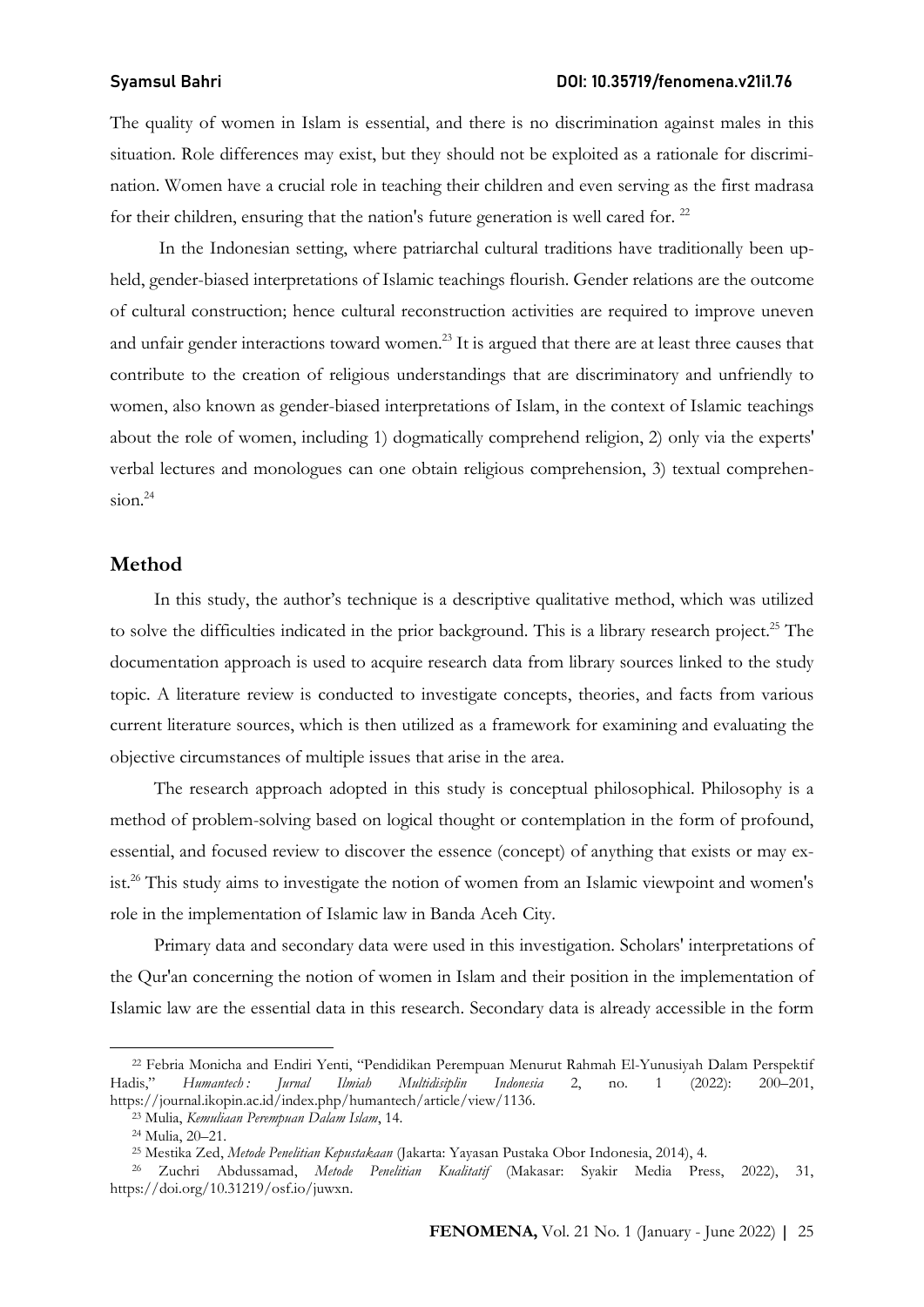The quality of women in Islam is essential, and there is no discrimination against males in this situation. Role differences may exist, but they should not be exploited as a rationale for discrimination. Women have a crucial role in teaching their children and even serving as the first madrasa for their children, ensuring that the nation's future generation is well cared for. [22]

In the Indonesian setting, where patriarchal cultural traditions have traditionally been upheld, gender-biased interpretations of Islamic teachings flourish. Gender relations are the outcome of cultural construction; hence cultural reconstruction activities are required to improve uneven and unfair gender interactions toward women.[23] It is argued that there are at least three causes that contribute to the creation of religious understandings that are discriminatory and unfriendly to women, also known as gender-biased interpretations of Islam, in the context of Islamic teachings about the role of women, including 1) dogmatically comprehend religion, 2) only via the experts' verbal lectures and monologues can one obtain religious comprehension, 3) textual comprehension.[24]

## Method

In this study, the author's technique is a descriptive qualitative method, which was utilized to solve the difficulties indicated in the prior background. This is a library research project.[25] The documentation approach is used to acquire research data from library sources linked to the study topic. A literature review is conducted to investigate concepts, theories, and facts from various current literature sources, which is then utilized as a framework for examining and evaluating the objective circumstances of multiple issues that arise in the area.

The research approach adopted in this study is conceptual philosophical. Philosophy is a method of problem-solving based on logical thought or contemplation in the form of profound, essential, and focused review to discover the essence (concept) of anything that exists or may exist.[26] This study aims to investigate the notion of women from an Islamic viewpoint and women's role in the implementation of Islamic law in Banda Aceh City.

Primary data and secondary data were used in this investigation. Scholars' interpretations of the Qur'an concerning the notion of women in Islam and their position in the implementation of Islamic law are the essential data in this research. Secondary data is already accessible in the form

---

[22] Febria Monicha and Endiri Yenti, "Pendidikan Perempuan Menurut Rahmah El-Yunusiyah Dalam Perspektif Hadis," *Humantech : Jurnal Ilmiah Multidisiplin Indonesia* 2, no. 1 (2022): 200–201, https://journal.ikopin.ac.id/index.php/humantech/article/view/1136.

[23] Mulia, *Kemuliaan Perempuan Dalam Islam*, 14.

[24] Mulia, 20–21.

[25] Mestika Zed, *Metode Penelitian Kepustakaan* (Jakarta: Yayasan Pustaka Obor Indonesia, 2014), 4.

[26] Zuchri Abdussamad, *Metode Penelitian Kualitatif* (Makasar: Syakir Media Press, 2022), 31, https://doi.org/10.31219/osf.io/juwxn.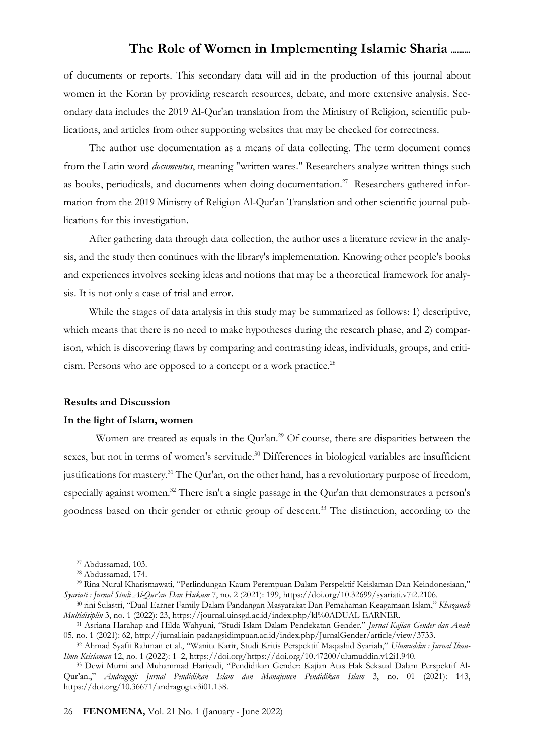of documents or reports. This secondary data will aid in the production of this journal about women in the Koran by providing research resources, debate, and more extensive analysis. Secondary data includes the 2019 Al-Qur'an translation from the Ministry of Religion, scientific publications, and articles from other supporting websites that may be checked for correctness.

The author use documentation as a means of data collecting. The term document comes from the Latin word *documentus*, meaning "written wares." Researchers analyze written things such as books, periodicals, and documents when doing documentation.[27] Researchers gathered information from the 2019 Ministry of Religion Al-Qur'an Translation and other scientific journal publications for this investigation.

After gathering data through data collection, the author uses a literature review in the analysis, and the study then continues with the library's implementation. Knowing other people's books and experiences involves seeking ideas and notions that may be a theoretical framework for analysis. It is not only a case of trial and error.

While the stages of data analysis in this study may be summarized as follows: 1) descriptive, which means that there is no need to make hypotheses during the research phase, and 2) comparison, which is discovering flaws by comparing and contrasting ideas, individuals, groups, and criticism. Persons who are opposed to a concept or a work practice.[28]

## Results and Discussion

### In the light of Islam, women

Women are treated as equals in the Qur'an.[29] Of course, there are disparities between the sexes, but not in terms of women's servitude.[30] Differences in biological variables are insufficient justifications for mastery.[31] The Qur'an, on the other hand, has a revolutionary purpose of freedom, especially against women.[32] There isn't a single passage in the Qur'an that demonstrates a person's goodness based on their gender or ethnic group of descent.[33] The distinction, according to the

---

[27] Abdussamad, 103.

[28] Abdussamad, 174.

[29] Rina Nurul Kharismawati, "Perlindungan Kaum Perempuan Dalam Perspektif Keislaman Dan Keindonesiaan," *Syariati : Jurnal Studi Al-Qur'an Dan Hukum* 7, no. 2 (2021): 199, https://doi.org/10.32699/syariati.v7i2.2106.

[30] rini Sulastri, "Dual-Earner Family Dalam Pandangan Masyarakat Dan Pemahaman Keagamaan Islam," *Khazanah Multidisiplin* 3, no. 1 (2022): 23, https://journal.uinsgd.ac.id/index.php/kl%0ADUAL-EARNER.

[31] Asriana Harahap and Hilda Wahyuni, "Studi Islam Dalam Pendekatan Gender," *Jurnal Kajian Gender dan Anak* 05, no. 1 (2021): 62, http://jurnal.iain-padangsidimpuan.ac.id/index.php/JurnalGender/article/view/3733.

[32] Ahmad Syafii Rahman et al., "Wanita Karir, Studi Kritis Perspektif Maqashid Syariah," *Ulumuddin : Jurnal Ilmu-Ilmu Keislaman* 12, no. 1 (2022): 1–2, https://doi.org/https://doi.org/10.47200/ulumuddin.v12i1.940.

[33] Dewi Murni and Muhammad Hariyadi, "Pendidikan Gender: Kajian Atas Hak Seksual Dalam Perspektif Al-Qur'an.," *Andragogi: Jurnal Pendidikan Islam dan Manajemen Pendidikan Islam* 3, no. 01 (2021): 143, https://doi.org/10.36671/andragogi.v3i01.158.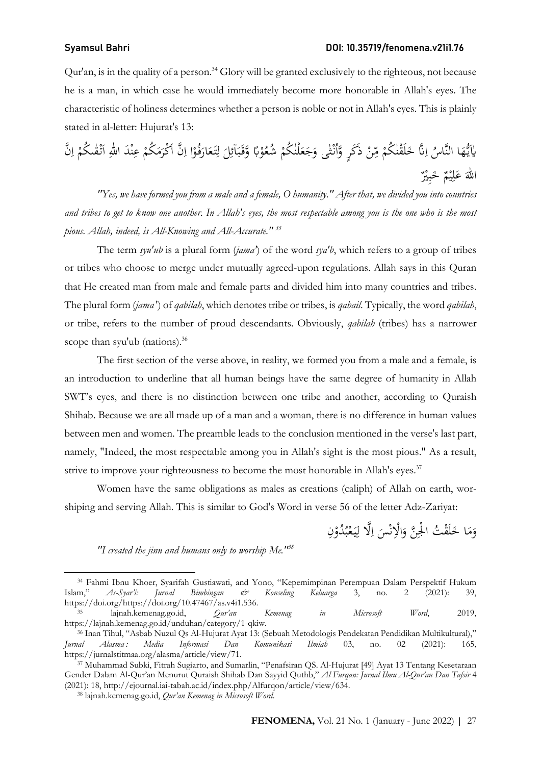Qur'an, is in the quality of a person.[34] Glory will be granted exclusively to the righteous, not because he is a man, in which case he would immediately become more honorable in Allah's eyes. The characteristic of holiness determines whether a person is noble or not in Allah's eyes. This is plainly stated in al-letter: Hujurat's 13:

يٰٓاَيُّهَا النَّاسُ اِنَّا خَلَقْنٰكُمْ مِّنْ ذَكَرٍ وَّاُنْثٰى وَجَعَلْنٰكُمْ شُعُوْبًا وَّقَبَاۤىِٕلَ لِتَعَارَفُوْا اِنَّ اَكْرَمَكُمْ عِنْدَ اللّٰهِ اَتْقٰىكُمْ اِنَّ اللّٰهَ عَلِيْمٌ خَبِيْرٌ

*"Yes, we have formed you from a male and a female, O humanity." After that, we divided you into countries and tribes to get to know one another. In Allah's eyes, the most respectable among you is the one who is the most pious. Allah, indeed, is All-Knowing and All-Accurate."* [35]

The term *syu'ub* is a plural form (*jama'*) of the word *sya'b*, which refers to a group of tribes or tribes who choose to merge under mutually agreed-upon regulations. Allah says in this Quran that He created man from male and female parts and divided him into many countries and tribes. The plural form (*jama'*) of *qabilah*, which denotes tribe or tribes, is *qabail*. Typically, the word *qabilah*, or tribe, refers to the number of proud descendants. Obviously, *qabilah* (tribes) has a narrower scope than syu'ub (nations).[36]

The first section of the verse above, in reality, we formed you from a male and a female, is an introduction to underline that all human beings have the same degree of humanity in Allah SWT's eyes, and there is no distinction between one tribe and another, according to Quraish Shihab. Because we are all made up of a man and a woman, there is no difference in human values between men and women. The preamble leads to the conclusion mentioned in the verse's last part, namely, "Indeed, the most respectable among you in Allah's sight is the most pious." As a result, strive to improve your righteousness to become the most honorable in Allah's eyes.[37]

Women have the same obligations as males as creations (caliph) of Allah on earth, worshiping and serving Allah. This is similar to God's Word in verse 56 of the letter Adz-Zariyat:

وَمَا خَلَقْتُ الْجِنَّ وَالْاِنْسَ اِلَّا لِيَعْبُدُوْنِ

*"I created the jinn and humans only to worship Me."*[38]

---

[34] Fahmi Ibnu Khoer, Syarifah Gustiawati, and Yono, "Kepemimpinan Perempuan Dalam Perspektif Hukum Islam," *As-Syar'i: Jurnal Bimbingan & Konseling Keluarga* 3, no. 2 (2021): 39, https://doi.org/https://doi.org/10.47467/as.v4i1.536.

[35] lajnah.kemenag.go.id, *Qur'an Kemenag in Microsoft Word*, 2019, https://lajnah.kemenag.go.id/unduhan/category/1-qkiw.

[36] Inan Tihul, "Asbab Nuzul Qs Al-Hujurat Ayat 13: (Sebuah Metodologis Pendekatan Pendidikan Multikultural)," *Jurnal Alasma : Media Informasi Dan Komunikasi Ilmiah* 03, no. 02 (2021): 165, https://jurnalstitmaa.org/alasma/article/view/71.

[37] Muhammad Subki, Fitrah Sugiarto, and Sumarlin, "Penafsiran QS. Al-Hujurat [49] Ayat 13 Tentang Kesetaraan Gender Dalam Al-Qur'an Menurut Quraish Shihab Dan Sayyid Quthb," *Al Furqan: Jurnal Ilmu Al-Qur'an Dan Tafsir* 4 (2021): 18, http://ejournal.iai-tabah.ac.id/index.php/Alfurqon/article/view/634.

[38] lajnah.kemenag.go.id, *Qur'an Kemenag in Microsoft Word*.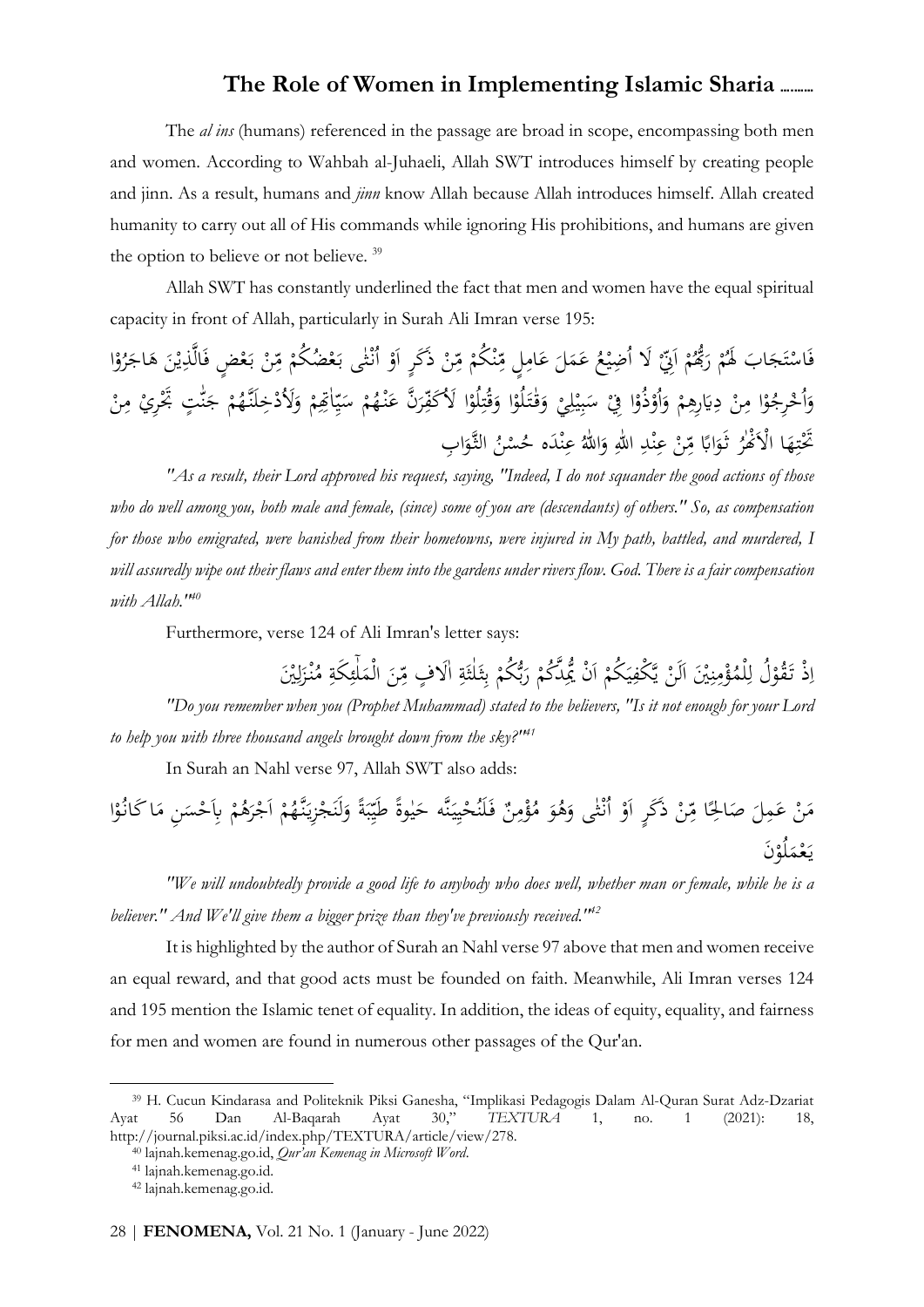The *al ins* (humans) referenced in the passage are broad in scope, encompassing both men and women. According to Wahbah al-Juhaeli, Allah SWT introduces himself by creating people and jinn. As a result, humans and *jinn* know Allah because Allah introduces himself. Allah created humanity to carry out all of His commands while ignoring His prohibitions, and humans are given the option to believe or not believe. [39]

Allah SWT has constantly underlined the fact that men and women have the equal spiritual capacity in front of Allah, particularly in Surah Ali Imran verse 195:

فَاسْتَجَابَ لَهُمْ رَبُّهُمْ اَنِّيْ لَا اُضِيْعُ عَمَلَ عَامِلٍ مِّنْكُمْ مِّنْ ذَكَرٍ اَوْ اُنْثٰى بَعْضُكُمْ مِّنْ بَعْضٍ فَالَّذِيْنَ هَاجَرُوْا وَاُخْرِجُوْا مِنْ دِيَارِهِمْ وَاُوْذُوْا فِيْ سَبِيْلِيْ وَقٰتَلُوْا وَقُتِلُوْا لَاُكَفِّرَنَّ عَنْهُمْ سَيِّاٰتِهِمْ وَلَاُدْخِلَنَّهُمْ جَنّٰتٍ تَجْرِيْ مِنْ تَحْتِهَا الْاَنْهٰرُ ثَوَابًا مِّنْ عِنْدِ اللّٰهِ وَاللّٰهُ عِنْدَه حُسْنُ الثَّوَابِ

*"As a result, their Lord approved his request, saying, "Indeed, I do not squander the good actions of those who do well among you, both male and female, (since) some of you are (descendants) of others." So, as compensation for those who emigrated, were banished from their hometowns, were injured in My path, battled, and murdered, I will assuredly wipe out their flaws and enter them into the gardens under rivers flow. God. There is a fair compensation with Allah."*[40]

Furthermore, verse 124 of Ali Imran's letter says:

اِذْ تَقُوْلُ لِلْمُؤْمِنِيْنَ اَلَنْ يَّكْفِيَكُمْ اَنْ يُّمِدَّكُمْ رَبُّكُمْ بِثَلٰثَةِ اٰلَافٍ مِّنَ الْمَلٰۤىِٕكَةِ مُنْزَلِيْنَ

*"Do you remember when you (Prophet Muhammad) stated to the believers, "Is it not enough for your Lord to help you with three thousand angels brought down from the sky?"*[41]

In Surah an Nahl verse 97, Allah SWT also adds:

مَنْ عَمِلَ صَالِحًا مِّنْ ذَكَرٍ اَوْ اُنْثٰى وَهُوَ مُؤْمِنٌ فَلَنُحْيِيَنَّه حَيٰوةً طَيِّبَةً وَلَنَجْزِيَنَّهُمْ اَجْرَهُمْ بِاَحْسَنِ مَا كَانُوْا يَعْمَلُوْنَ

*"We will undoubtedly provide a good life to anybody who does well, whether man or female, while he is a believer." And We'll give them a bigger prize than they've previously received."*[42]

It is highlighted by the author of Surah an Nahl verse 97 above that men and women receive an equal reward, and that good acts must be founded on faith. Meanwhile, Ali Imran verses 124 and 195 mention the Islamic tenet of equality. In addition, the ideas of equity, equality, and fairness for men and women are found in numerous other passages of the Qur'an.

---

[39] H. Cucun Kindarasa and Politeknik Piksi Ganesha, "Implikasi Pedagogis Dalam Al-Quran Surat Adz-Dzariat Ayat 56 Dan Al-Baqarah Ayat 30," *TEXTURA* 1, no. 1 (2021): 18, http://journal.piksi.ac.id/index.php/TEXTURA/article/view/278.

[40] lajnah.kemenag.go.id, *Qur'an Kemenag in Microsoft Word*.

[41] lajnah.kemenag.go.id.

[42] lajnah.kemenag.go.id.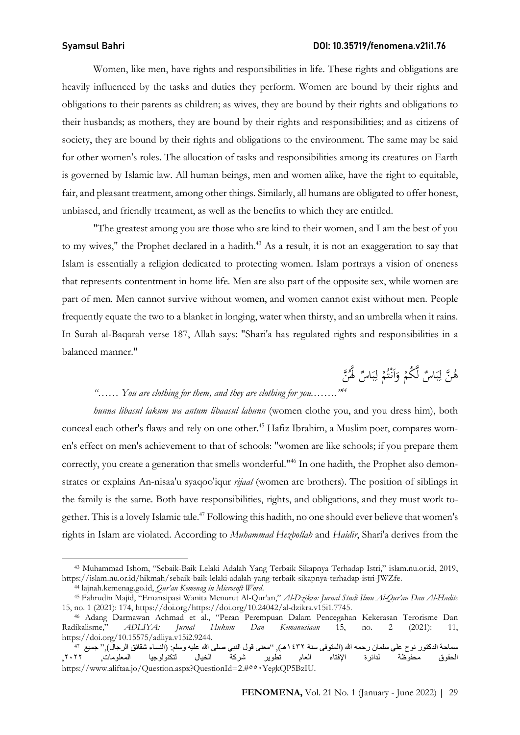Women, like men, have rights and responsibilities in life. These rights and obligations are heavily influenced by the tasks and duties they perform. Women are bound by their rights and obligations to their parents as children; as wives, they are bound by their rights and obligations to their husbands; as mothers, they are bound by their rights and responsibilities; and as citizens of society, they are bound by their rights and obligations to the environment. The same may be said for other women's roles. The allocation of tasks and responsibilities among its creatures on Earth is governed by Islamic law. All human beings, men and women alike, have the right to equitable, fair, and pleasant treatment, among other things. Similarly, all humans are obligated to offer honest, unbiased, and friendly treatment, as well as the benefits to which they are entitled.

"The greatest among you are those who are kind to their women, and I am the best of you to my wives," the Prophet declared in a hadith.[43] As a result, it is not an exaggeration to say that Islam is essentially a religion dedicated to protecting women. Islam portrays a vision of oneness that represents contentment in home life. Men are also part of the opposite sex, while women are part of men. Men cannot survive without women, and women cannot exist without men. People frequently equate the two to a blanket in longing, water when thirsty, and an umbrella when it rains. In Surah al-Baqarah verse 187, Allah says: "Shari'a has regulated rights and responsibilities in a balanced manner."

هُنَّ لِبَاسٌ لَّكُمْ وَاَنْتُمْ لِبَاسٌ لَّهُنَّ

*"...... You are clothing for them, and they are clothing for you........"*[44]

*hunna libasul lakum wa antum libaasul lahunn* (women clothe you, and you dress him), both conceal each other's flaws and rely on one other.[45] Hafiz Ibrahim, a Muslim poet, compares women's effect on men's achievement to that of schools: "women are like schools; if you prepare them correctly, you create a generation that smells wonderful."[46] In one hadith, the Prophet also demonstrates or explains An-nisaa'u syaqoo'iqur *rijaal* (women are brothers). The position of siblings in the family is the same. Both have responsibilities, rights, and obligations, and they must work together. This is a lovely Islamic tale.[47] Following this hadith, no one should ever believe that women's rights in Islam are violated. According to *Muhammad Hezbollah* and *Haidir*, Shari'a derives from the

---

[43] Muhammad Ishom, "Sebaik-Baik Lelaki Adalah Yang Terbaik Sikapnya Terhadap Istri," islam.nu.or.id, 2019, https://islam.nu.or.id/hikmah/sebaik-baik-lelaki-adalah-yang-terbaik-sikapnya-terhadap-istri-JWZfe.

[44] lajnah.kemenag.go.id, *Qur'an Kemenag in Microsoft Word*.

[45] Fahrudin Majid, "Emansipasi Wanita Menurut Al-Qur'an," *Al-Dzikra: Jurnal Studi Ilmu Al-Qur'an Dan Al-Hadits* 15, no. 1 (2021): 174, https://doi.org/https://doi.org/10.24042/al-dzikra.v15i1.7745.

[46] Adang Darmawan Achmad et al., "Peran Perempuan Dalam Pencegahan Kekerasan Terorisme Dan Radikalisme," *ADLIYA: Jurnal Hukum Dan Kemanusiaan* 15, no. 2 (2021): 11, https://doi.org/10.15575/adliya.v15i2.9244.

[47] سماحة الدكتور نوح علي سلمان رحمه الله (المتوفى سنة ١٤٣٢هـ), "معنى قول النبي صلى الله عليه وسلم: (النساء شقائق الرجال)," جميع الحقوق محفوظة لدائرة الإفتاء العام تطوير شركة الخيال لتكنولوجيا المعلومات, ٢٠٢٢, https://www.aliftaa.jo/Question.aspx?QuestionId=2.#٥٥٠YegkQP5BzIU.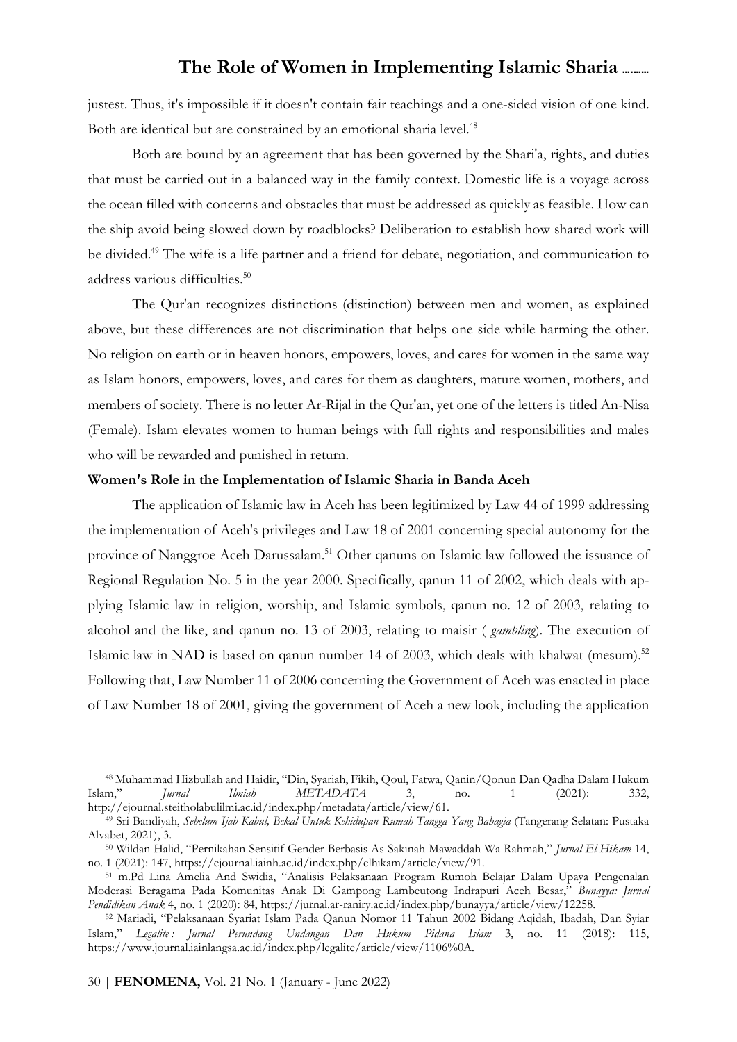justest. Thus, it's impossible if it doesn't contain fair teachings and a one-sided vision of one kind. Both are identical but are constrained by an emotional sharia level.[48]

Both are bound by an agreement that has been governed by the Shari'a, rights, and duties that must be carried out in a balanced way in the family context. Domestic life is a voyage across the ocean filled with concerns and obstacles that must be addressed as quickly as feasible. How can the ship avoid being slowed down by roadblocks? Deliberation to establish how shared work will be divided.[49] The wife is a life partner and a friend for debate, negotiation, and communication to address various difficulties.[50]

The Qur'an recognizes distinctions (distinction) between men and women, as explained above, but these differences are not discrimination that helps one side while harming the other. No religion on earth or in heaven honors, empowers, loves, and cares for women in the same way as Islam honors, empowers, loves, and cares for them as daughters, mature women, mothers, and members of society. There is no letter Ar-Rijal in the Qur'an, yet one of the letters is titled An-Nisa (Female). Islam elevates women to human beings with full rights and responsibilities and males who will be rewarded and punished in return.

**Women's Role in the Implementation of Islamic Sharia in Banda Aceh**

The application of Islamic law in Aceh has been legitimized by Law 44 of 1999 addressing the implementation of Aceh's privileges and Law 18 of 2001 concerning special autonomy for the province of Nanggroe Aceh Darussalam.[51] Other qanuns on Islamic law followed the issuance of Regional Regulation No. 5 in the year 2000. Specifically, qanun 11 of 2002, which deals with applying Islamic law in religion, worship, and Islamic symbols, qanun no. 12 of 2003, relating to alcohol and the like, and qanun no. 13 of 2003, relating to maisir ( *gambling*). The execution of Islamic law in NAD is based on qanun number 14 of 2003, which deals with khalwat (mesum).[52] Following that, Law Number 11 of 2006 concerning the Government of Aceh was enacted in place of Law Number 18 of 2001, giving the government of Aceh a new look, including the application

---

[48] Muhammad Hizbullah and Haidir, "Din, Syariah, Fikih, Qoul, Fatwa, Qanin/Qonun Dan Qadha Dalam Hukum Islam," *Jurnal Ilmiah METADATA* 3, no. 1 (2021): 332, http://ejournal.steitholabulilmi.ac.id/index.php/metadata/article/view/61.

[49] Sri Bandiyah, *Sebelum Ijab Kabul, Bekal Untuk Kehidupan Rumah Tangga Yang Bahagia* (Tangerang Selatan: Pustaka Alvabet, 2021), 3.

[50] Wildan Halid, "Pernikahan Sensitif Gender Berbasis As-Sakinah Mawaddah Wa Rahmah," *Jurnal El-Hikam* 14, no. 1 (2021): 147, https://ejournal.iainh.ac.id/index.php/elhikam/article/view/91.

[51] m.Pd Lina Amelia And Swidia, "Analisis Pelaksanaan Program Rumoh Belajar Dalam Upaya Pengenalan Moderasi Beragama Pada Komunitas Anak Di Gampong Lambeutong Indrapuri Aceh Besar," *Bunayya: Jurnal Pendidikan Anak* 4, no. 1 (2020): 84, https://jurnal.ar-raniry.ac.id/index.php/bunayya/article/view/12258.

[52] Mariadi, "Pelaksanaan Syariat Islam Pada Qanun Nomor 11 Tahun 2002 Bidang Aqidah, Ibadah, Dan Syiar Islam," *Legalite : Jurnal Perundang Undangan Dan Hukum Pidana Islam* 3, no. 11 (2018): 115, https://www.journal.iainlangsa.ac.id/index.php/legalite/article/view/1106%0A.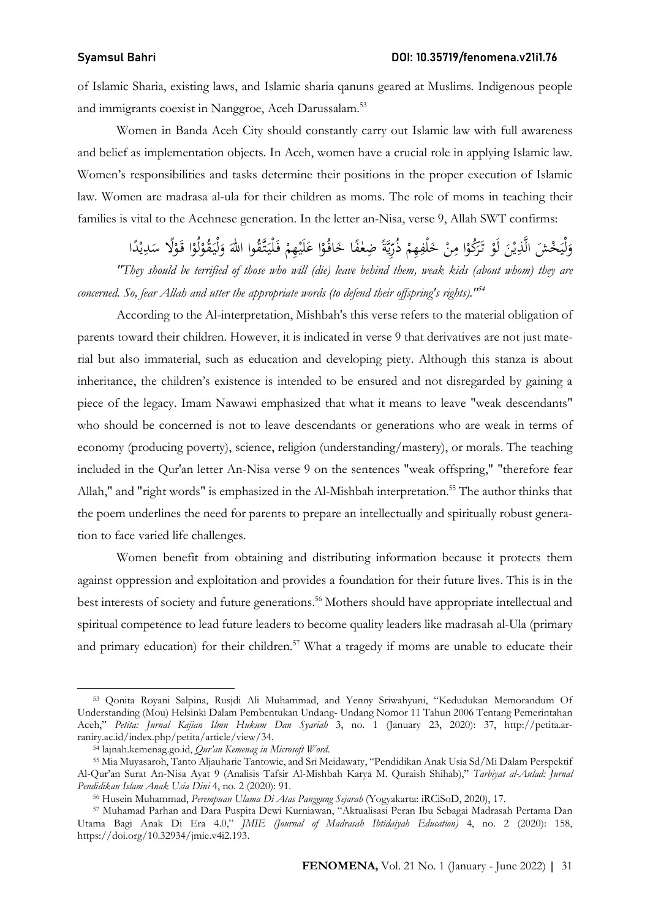of Islamic Sharia, existing laws, and Islamic sharia qanuns geared at Muslims. Indigenous people and immigrants coexist in Nanggroe, Aceh Darussalam.[53]

Women in Banda Aceh City should constantly carry out Islamic law with full awareness and belief as implementation objects. In Aceh, women have a crucial role in applying Islamic law. Women's responsibilities and tasks determine their positions in the proper execution of Islamic law. Women are madrasa al-ula for their children as moms. The role of moms in teaching their families is vital to the Acehnese generation. In the letter an-Nisa, verse 9, Allah SWT confirms:

وَلْيَخْشَ الَّذِيْنَ لَوْ تَرَكُوْا مِنْ خَلْفِهِمْ ذُرِّيَّةً ضِعٰفًا خَافُوْا عَلَيْهِمْ فَلْيَتَّقُوا اللّٰهَ وَلْيَقُوْلُوْا قَوْلًا سَدِيْدًا

*"They should be terrified of those who will (die) leave behind them, weak kids (about whom) they are concerned. So, fear Allah and utter the appropriate words (to defend their offspring's rights)."[54]*

According to the Al-interpretation, Mishbah's this verse refers to the material obligation of parents toward their children. However, it is indicated in verse 9 that derivatives are not just material but also immaterial, such as education and developing piety. Although this stanza is about inheritance, the children's existence is intended to be ensured and not disregarded by gaining a piece of the legacy. Imam Nawawi emphasized that what it means to leave "weak descendants" who should be concerned is not to leave descendants or generations who are weak in terms of economy (producing poverty), science, religion (understanding/mastery), or morals. The teaching included in the Qur'an letter An-Nisa verse 9 on the sentences "weak offspring," "therefore fear Allah," and "right words" is emphasized in the Al-Mishbah interpretation.[55] The author thinks that the poem underlines the need for parents to prepare an intellectually and spiritually robust generation to face varied life challenges.

Women benefit from obtaining and distributing information because it protects them against oppression and exploitation and provides a foundation for their future lives. This is in the best interests of society and future generations.[56] Mothers should have appropriate intellectual and spiritual competence to lead future leaders to become quality leaders like madrasah al-Ula (primary and primary education) for their children.[57] What a tragedy if moms are unable to educate their

---

[53] Qonita Royani Salpina, Rusjdi Ali Muhammad, and Yenny Sriwahyuni, "Kedudukan Memorandum Of Understanding (Mou) Helsinki Dalam Pembentukan Undang- Undang Nomor 11 Tahun 2006 Tentang Pemerintahan Aceh," *Petita: Jurnal Kajian Ilmu Hukum Dan Syariah* 3, no. 1 (January 23, 2020): 37, http://petita.ar-raniry.ac.id/index.php/petita/article/view/34.

[54] lajnah.kemenag.go.id, *Qur'an Kemenag in Microsoft Word*.

[55] Mia Muyasaroh, Tanto Aljauharie Tantowie, and Sri Meidawaty, "Pendidikan Anak Usia Sd/Mi Dalam Perspektif Al-Qur'an Surat An-Nisa Ayat 9 (Analisis Tafsir Al-Mishbah Karya M. Quraish Shihab)," *Tarbiyat al-Aulad: Jurnal Pendidikan Islam Anak Usia Dini* 4, no. 2 (2020): 91.

[56] Husein Muhammad, *Perempuan Ulama Di Atas Panggung Sejarah* (Yogyakarta: iRCiSoD, 2020), 17.

[57] Muhamad Parhan and Dara Puspita Dewi Kurniawan, "Aktualisasi Peran Ibu Sebagai Madrasah Pertama Dan Utama Bagi Anak Di Era 4.0," *JMIE (Journal of Madrasah Ibtidaiyah Education)* 4, no. 2 (2020): 158, https://doi.org/10.32934/jmie.v4i2.193.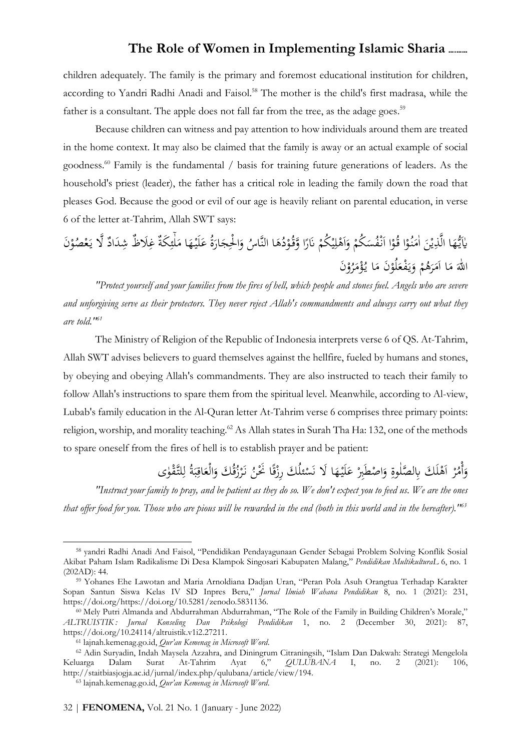children adequately. The family is the primary and foremost educational institution for children, according to Yandri Radhi Anadi and Faisol.[58] The mother is the child's first madrasa, while the father is a consultant. The apple does not fall far from the tree, as the adage goes.[59]

Because children can witness and pay attention to how individuals around them are treated in the home context. It may also be claimed that the family is away or an actual example of social goodness.[60] Family is the fundamental / basis for training future generations of leaders. As the household's priest (leader), the father has a critical role in leading the family down the road that pleases God. Because the good or evil of our age is heavily reliant on parental education, in verse 6 of the letter at-Tahrim, Allah SWT says:

يٰٓاَيُّهَا الَّذِيْنَ اٰمَنُوْا قُوْٓا اَنْفُسَكُمْ وَاَهْلِيْكُمْ نَارًا وَّقُوْدُهَا النَّاسُ وَالْحِجَارَةُ عَلَيْهَا مَلٰۤىِٕكَةٌ غِلَاظٌ شِدَادٌ لَّا يَعْصُوْنَ اللّٰهَ مَآ اَمَرَهُمْ وَيَفْعَلُوْنَ مَا يُؤْمَرُوْنَ

*"Protect yourself and your families from the fires of hell, which people and stones fuel. Angels who are severe and unforgiving serve as their protectors. They never reject Allah's commandments and always carry out what they are told."*[61]

The Ministry of Religion of the Republic of Indonesia interprets verse 6 of QS. At-Tahrim, Allah SWT advises believers to guard themselves against the hellfire, fueled by humans and stones, by obeying and obeying Allah's commandments. They are also instructed to teach their family to follow Allah's instructions to spare them from the spiritual level. Meanwhile, according to Al-view, Lubab's family education in the Al-Quran letter At-Tahrim verse 6 comprises three primary points: religion, worship, and morality teaching.[62] As Allah states in Surah Tha Ha: 132, one of the methods to spare oneself from the fires of hell is to establish prayer and be patient:

وَأْمُرْ اَهْلَكَ بِالصَّلٰوةِ وَاصْطَبِرْ عَلَيْهَا لَا نَسْـَٔلُكَ رِزْقًا نَحْنُ نَرْزُقُكَ وَالْعَاقِبَةُ لِلتَّقْوٰى

*"Instruct your family to pray, and be patient as they do so. We don't expect you to feed us. We are the ones that offer food for you. Those who are pious will be rewarded in the end (both in this world and in the hereafter)."*[63]

---

[58] yandri Radhi Anadi And Faisol, "Pendidikan Pendayagunaan Gender Sebagai Problem Solving Konflik Sosial Akibat Paham Islam Radikalisme Di Desa Klampok Singosari Kabupaten Malang," *Pendidikan MultikulturaL* 6, no. 1 (202AD): 44.

[59] Yohanes Ehe Lawotan and Maria Arnoldiana Dadjan Uran, "Peran Pola Asuh Orangtua Terhadap Karakter Sopan Santun Siswa Kelas IV SD Inpres Beru," *Jurnal Ilmiah Wahana Pendidikan* 8, no. 1 (2021): 231, https://doi.org/https://doi.org/10.5281/zenodo.5831136.

[60] Mely Putri Almanda and Abdurrahman Abdurrahman, "The Role of the Family in Building Children's Morale," *ALTRUISTIK: Jurnal Konseling Dan Psikologi Pendidikan* 1, no. 2 (December 30, 2021): 87, https://doi.org/10.24114/altruistik.v1i2.27211.

[61] lajnah.kemenag.go.id, *Qur'an Kemenag in Microsoft Word*.

[62] Adin Suryadin, Indah Maysela Azzahra, and Diningrum Citraningsih, "Islam Dan Dakwah: Strategi Mengelola Keluarga Dalam Surat At-Tahrim Ayat 6," *QULUBANA* I, no. 2 (2021): 106, http://staitbiasjogja.ac.id/jurnal/index.php/qulubana/article/view/194.

[63] lajnah.kemenag.go.id, *Qur'an Kemenag in Microsoft Word*.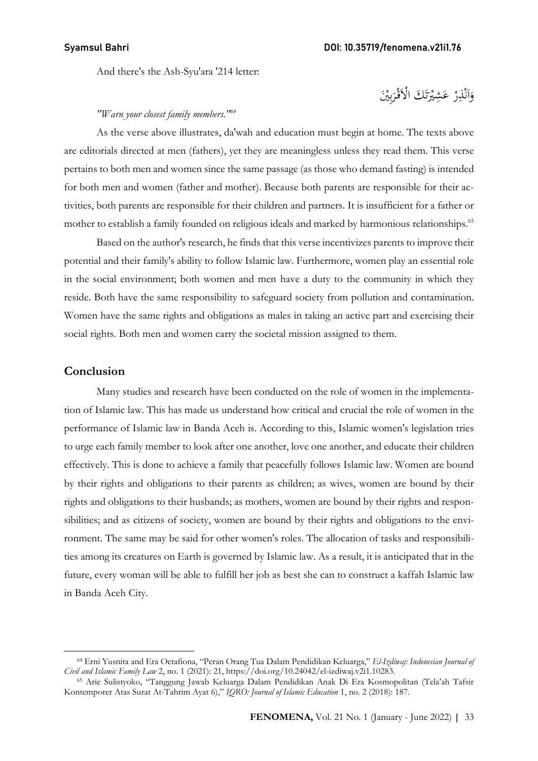And there's the Ash-Syu'ara '214 letter:

وَاَنْذِرْ عَشِيْرَتَكَ الْاَقْرَبِيْنَ

*"Warn your closest family members."*[64]

As the verse above illustrates, da'wah and education must begin at home. The texts above are editorials directed at men (fathers), yet they are meaningless unless they read them. This verse pertains to both men and women since the same passage (as those who demand fasting) is intended for both men and women (father and mother). Because both parents are responsible for their activities, both parents are responsible for their children and partners. It is insufficient for a father or mother to establish a family founded on religious ideals and marked by harmonious relationships.[65]

Based on the author's research, he finds that this verse incentivizes parents to improve their potential and their family's ability to follow Islamic law. Furthermore, women play an essential role in the social environment; both women and men have a duty to the community in which they reside. Both have the same responsibility to safeguard society from pollution and contamination. Women have the same rights and obligations as males in taking an active part and exercising their social rights. Both men and women carry the societal mission assigned to them.

## Conclusion

Many studies and research have been conducted on the role of women in the implementation of Islamic law. This has made us understand how critical and crucial the role of women in the performance of Islamic law in Banda Aceh is. According to this, Islamic women's legislation tries to urge each family member to look after one another, love one another, and educate their children effectively. This is done to achieve a family that peacefully follows Islamic law. Women are bound by their rights and obligations to their parents as children; as wives, women are bound by their rights and obligations to their husbands; as mothers, women are bound by their rights and responsibilities; and as citizens of society, women are bound by their rights and obligations to the environment. The same may be said for other women's roles. The allocation of tasks and responsibilities among its creatures on Earth is governed by Islamic law. As a result, it is anticipated that in the future, every woman will be able to fulfill her job as best she can to construct a kaffah Islamic law in Banda Aceh City.

---

[64] Erni Yusnita and Era Octafiona, "Peran Orang Tua Dalam Pendidikan Keluarga," *El-Izdiwaj: Indonesian Journal of Civil and Islamic Family Law* 2, no. 1 (2021): 21, https://doi.org/10.24042/el-izdiwaj.v2i1.10283.

[65] Arie Sulistyoko, "Tanggung Jawab Keluarga Dalam Pendidikan Anak Di Era Kosmopolitan (Tela'ah Tafsir Kontemporer Atas Surat At-Tahrim Ayat 6)," *IQRO: Journal of Islamic Education* 1, no. 2 (2018): 187.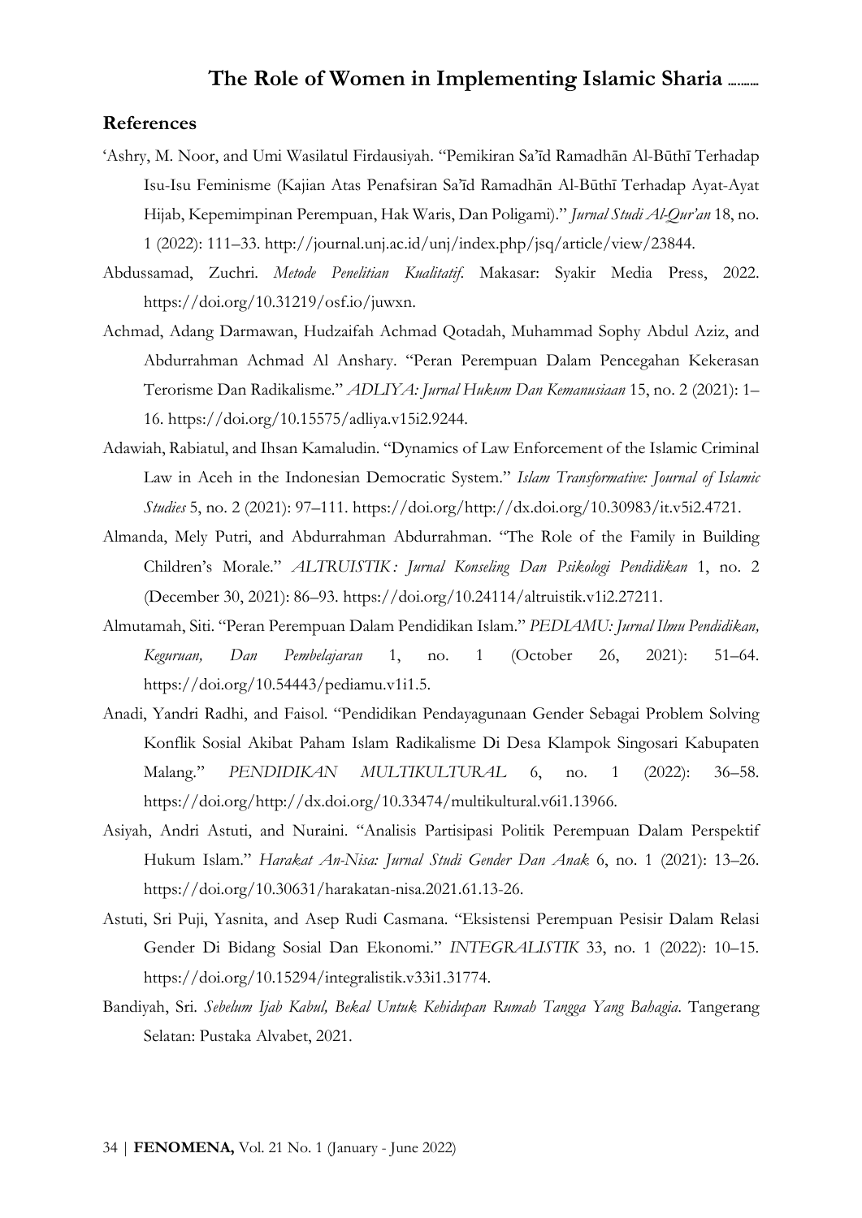## References

'Ashry, M. Noor, and Umi Wasilatul Firdausiyah. "Pemikiran Sa'īd Ramadhān Al-Būthī Terhadap Isu-Isu Feminisme (Kajian Atas Penafsiran Sa'īd Ramadhān Al-Būthī Terhadap Ayat-Ayat Hijab, Kepemimpinan Perempuan, Hak Waris, Dan Poligami)." *Jurnal Studi Al-Qur'an* 18, no. 1 (2022): 111–33. http://journal.unj.ac.id/unj/index.php/jsq/article/view/23844.

Abdussamad, Zuchri. *Metode Penelitian Kualitatif*. Makasar: Syakir Media Press, 2022. https://doi.org/10.31219/osf.io/juwxn.

Achmad, Adang Darmawan, Hudzaifah Achmad Qotadah, Muhammad Sophy Abdul Aziz, and Abdurrahman Achmad Al Anshary. "Peran Perempuan Dalam Pencegahan Kekerasan Terorisme Dan Radikalisme." *ADLIYA: Jurnal Hukum Dan Kemanusiaan* 15, no. 2 (2021): 1–16. https://doi.org/10.15575/adliya.v15i2.9244.

Adawiah, Rabiatul, and Ihsan Kamaludin. "Dynamics of Law Enforcement of the Islamic Criminal Law in Aceh in the Indonesian Democratic System." *Islam Transformative: Journal of Islamic Studies* 5, no. 2 (2021): 97–111. https://doi.org/http://dx.doi.org/10.30983/it.v5i2.4721.

Almanda, Mely Putri, and Abdurrahman Abdurrahman. "The Role of the Family in Building Children's Morale." *ALTRUISTIK: Jurnal Konseling Dan Psikologi Pendidikan* 1, no. 2 (December 30, 2021): 86–93. https://doi.org/10.24114/altruistik.v1i2.27211.

Almutamah, Siti. "Peran Perempuan Dalam Pendidikan Islam." *PEDIAMU: Jurnal Ilmu Pendidikan, Keguruan, Dan Pembelajaran* 1, no. 1 (October 26, 2021): 51–64. https://doi.org/10.54443/pediamu.v1i1.5.

Anadi, Yandri Radhi, and Faisol. "Pendidikan Pendayagunaan Gender Sebagai Problem Solving Konflik Sosial Akibat Paham Islam Radikalisme Di Desa Klampok Singosari Kabupaten Malang." *PENDIDIKAN MULTIKULTURAL* 6, no. 1 (2022): 36–58. https://doi.org/http://dx.doi.org/10.33474/multikultural.v6i1.13966.

Asiyah, Andri Astuti, and Nuraini. "Analisis Partisipasi Politik Perempuan Dalam Perspektif Hukum Islam." *Harakat An-Nisa: Jurnal Studi Gender Dan Anak* 6, no. 1 (2021): 13–26. https://doi.org/10.30631/harakatan-nisa.2021.61.13-26.

Astuti, Sri Puji, Yasnita, and Asep Rudi Casmana. "Eksistensi Perempuan Pesisir Dalam Relasi Gender Di Bidang Sosial Dan Ekonomi." *INTEGRALISTIK* 33, no. 1 (2022): 10–15. https://doi.org/10.15294/integralistik.v33i1.31774.

Bandiyah, Sri. *Sebelum Ijab Kabul, Bekal Untuk Kehidupan Rumah Tangga Yang Bahagia*. Tangerang Selatan: Pustaka Alvabet, 2021.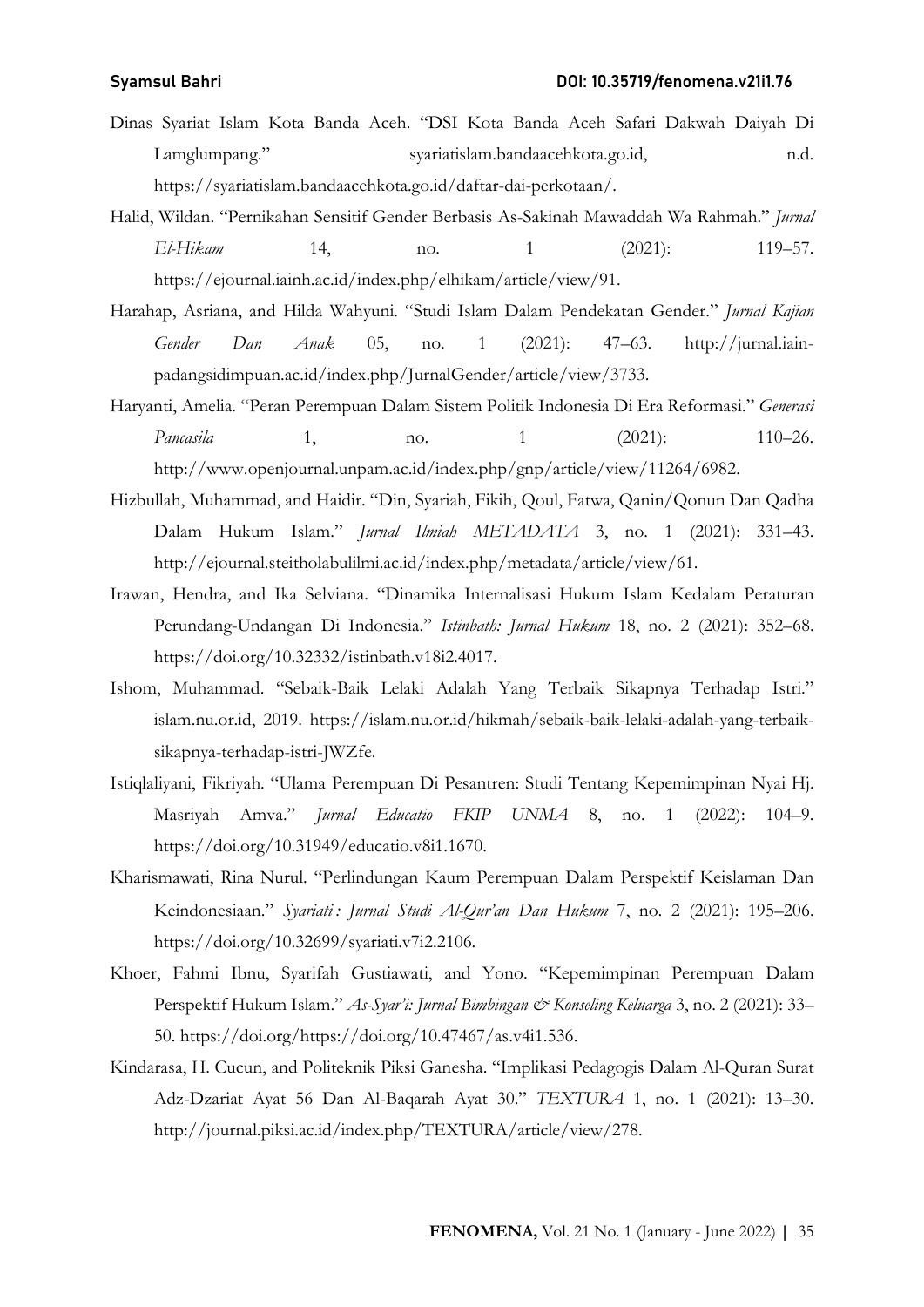Dinas Syariat Islam Kota Banda Aceh. "DSI Kota Banda Aceh Safari Dakwah Daiyah Di Lamglumpang." syariatislam.bandaacehkota.go.id, n.d. https://syariatislam.bandaacehkota.go.id/daftar-dai-perkotaan/.

Halid, Wildan. "Pernikahan Sensitif Gender Berbasis As-Sakinah Mawaddah Wa Rahmah." *Jurnal El-Hikam* 14, no. 1 (2021): 119–57. https://ejournal.iainh.ac.id/index.php/elhikam/article/view/91.

Harahap, Asriana, and Hilda Wahyuni. "Studi Islam Dalam Pendekatan Gender." *Jurnal Kajian Gender Dan Anak* 05, no. 1 (2021): 47–63. http://jurnal.iain-padangsidimpuan.ac.id/index.php/JurnalGender/article/view/3733.

Haryanti, Amelia. "Peran Perempuan Dalam Sistem Politik Indonesia Di Era Reformasi." *Generasi Pancasila* 1, no. 1 (2021): 110–26. http://www.openjournal.unpam.ac.id/index.php/gnp/article/view/11264/6982.

Hizbullah, Muhammad, and Haidir. "Din, Syariah, Fikih, Qoul, Fatwa, Qanin/Qonun Dan Qadha Dalam Hukum Islam." *Jurnal Ilmiah METADATA* 3, no. 1 (2021): 331–43. http://ejournal.steitholabulilmi.ac.id/index.php/metadata/article/view/61.

Irawan, Hendra, and Ika Selviana. "Dinamika Internalisasi Hukum Islam Kedalam Peraturan Perundang-Undangan Di Indonesia." *Istinbath: Jurnal Hukum* 18, no. 2 (2021): 352–68. https://doi.org/10.32332/istinbath.v18i2.4017.

Ishom, Muhammad. "Sebaik-Baik Lelaki Adalah Yang Terbaik Sikapnya Terhadap Istri." islam.nu.or.id, 2019. https://islam.nu.or.id/hikmah/sebaik-baik-lelaki-adalah-yang-terbaik-sikapnya-terhadap-istri-JWZfe.

Istiqlaliyani, Fikriyah. "Ulama Perempuan Di Pesantren: Studi Tentang Kepemimpinan Nyai Hj. Masriyah Amva." *Jurnal Educatio FKIP UNMA* 8, no. 1 (2022): 104–9. https://doi.org/10.31949/educatio.v8i1.1670.

Kharismawati, Rina Nurul. "Perlindungan Kaum Perempuan Dalam Perspektif Keislaman Dan Keindonesiaan." *Syariati : Jurnal Studi Al-Qur'an Dan Hukum* 7, no. 2 (2021): 195–206. https://doi.org/10.32699/syariati.v7i2.2106.

Khoer, Fahmi Ibnu, Syarifah Gustiawati, and Yono. "Kepemimpinan Perempuan Dalam Perspektif Hukum Islam." *As-Syar'i: Jurnal Bimbingan & Konseling Keluarga* 3, no. 2 (2021): 33–50. https://doi.org/https://doi.org/10.47467/as.v4i1.536.

Kindarasa, H. Cucun, and Politeknik Piksi Ganesha. "Implikasi Pedagogis Dalam Al-Quran Surat Adz-Dzariat Ayat 56 Dan Al-Baqarah Ayat 30." *TEXTURA* 1, no. 1 (2021): 13–30. http://journal.piksi.ac.id/index.php/TEXTURA/article/view/278.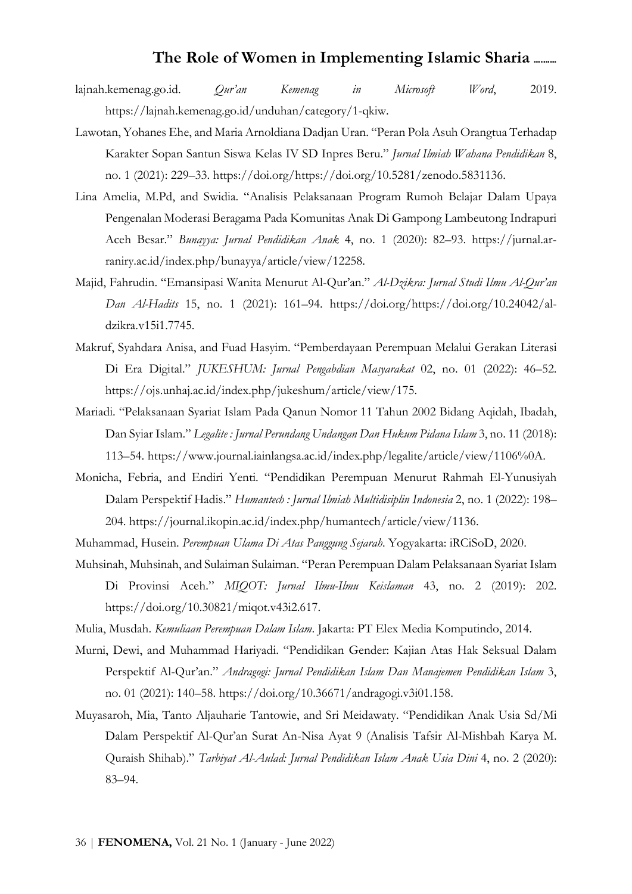lajnah.kemenag.go.id. *Qur'an Kemenag in Microsoft Word*, 2019. https://lajnah.kemenag.go.id/unduhan/category/1-qkiw.

Lawotan, Yohanes Ehe, and Maria Arnoldiana Dadjan Uran. "Peran Pola Asuh Orangtua Terhadap Karakter Sopan Santun Siswa Kelas IV SD Inpres Beru." *Jurnal Ilmiah Wahana Pendidikan* 8, no. 1 (2021): 229–33. https://doi.org/https://doi.org/10.5281/zenodo.5831136.

Lina Amelia, M.Pd, and Swidia. "Analisis Pelaksanaan Program Rumoh Belajar Dalam Upaya Pengenalan Moderasi Beragama Pada Komunitas Anak Di Gampong Lambeutong Indrapuri Aceh Besar." *Bunayya: Jurnal Pendidikan Anak* 4, no. 1 (2020): 82–93. https://jurnal.ar-raniry.ac.id/index.php/bunayya/article/view/12258.

Majid, Fahrudin. "Emansipasi Wanita Menurut Al-Qur'an." *Al-Dzikra: Jurnal Studi Ilmu Al-Qur'an Dan Al-Hadits* 15, no. 1 (2021): 161–94. https://doi.org/https://doi.org/10.24042/al-dzikra.v15i1.7745.

Makruf, Syahdara Anisa, and Fuad Hasyim. "Pemberdayaan Perempuan Melalui Gerakan Literasi Di Era Digital." *JUKESHUM: Jurnal Pengabdian Masyarakat* 02, no. 01 (2022): 46–52. https://ojs.unhaj.ac.id/index.php/jukeshum/article/view/175.

Mariadi. "Pelaksanaan Syariat Islam Pada Qanun Nomor 11 Tahun 2002 Bidang Aqidah, Ibadah, Dan Syiar Islam." *Legalite : Jurnal Perundang Undangan Dan Hukum Pidana Islam* 3, no. 11 (2018): 113–54. https://www.journal.iainlangsa.ac.id/index.php/legalite/article/view/1106%0A.

Monicha, Febria, and Endiri Yenti. "Pendidikan Perempuan Menurut Rahmah El-Yunusiyah Dalam Perspektif Hadis." *Humantech : Jurnal Ilmiah Multidisiplin Indonesia* 2, no. 1 (2022): 198–204. https://journal.ikopin.ac.id/index.php/humantech/article/view/1136.

Muhammad, Husein. *Perempuan Ulama Di Atas Panggung Sejarah*. Yogyakarta: iRCiSoD, 2020.

Muhsinah, Muhsinah, and Sulaiman Sulaiman. "Peran Perempuan Dalam Pelaksanaan Syariat Islam Di Provinsi Aceh." *MIQOT: Jurnal Ilmu-Ilmu Keislaman* 43, no. 2 (2019): 202. https://doi.org/10.30821/miqot.v43i2.617.

Mulia, Musdah. *Kemuliaan Perempuan Dalam Islam*. Jakarta: PT Elex Media Komputindo, 2014.

Murni, Dewi, and Muhammad Hariyadi. "Pendidikan Gender: Kajian Atas Hak Seksual Dalam Perspektif Al-Qur'an." *Andragogi: Jurnal Pendidikan Islam Dan Manajemen Pendidikan Islam* 3, no. 01 (2021): 140–58. https://doi.org/10.36671/andragogi.v3i01.158.

Muyasaroh, Mia, Tanto Aljauharie Tantowie, and Sri Meidawaty. "Pendidikan Anak Usia Sd/Mi Dalam Perspektif Al-Qur'an Surat An-Nisa Ayat 9 (Analisis Tafsir Al-Mishbah Karya M. Quraish Shihab)." *Tarbiyat Al-Aulad: Jurnal Pendidikan Islam Anak Usia Dini* 4, no. 2 (2020): 83–94.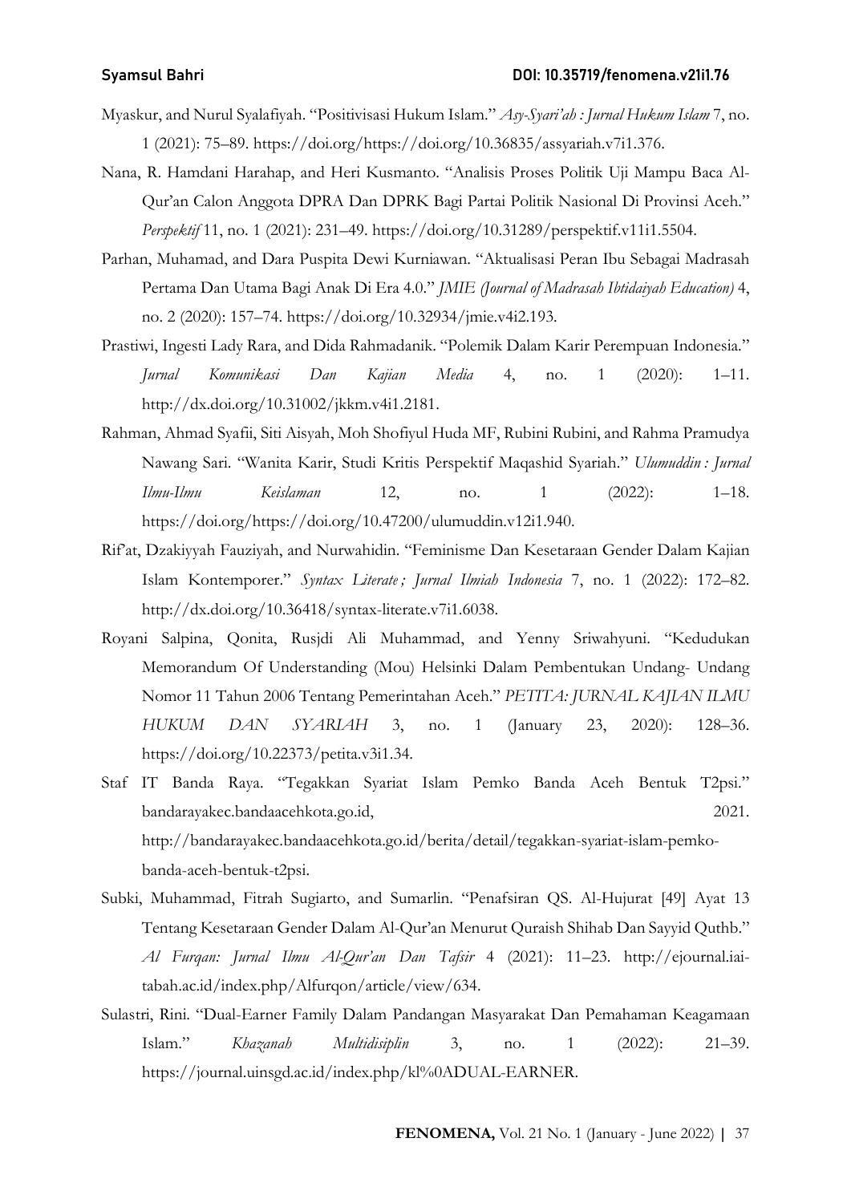Myaskur, and Nurul Syalafiyah. "Positivisasi Hukum Islam." *Asy-Syari'ah : Jurnal Hukum Islam* 7, no. 1 (2021): 75–89. https://doi.org/https://doi.org/10.36835/assyariah.v7i1.376.

Nana, R. Hamdani Harahap, and Heri Kusmanto. "Analisis Proses Politik Uji Mampu Baca Al-Qur'an Calon Anggota DPRA Dan DPRK Bagi Partai Politik Nasional Di Provinsi Aceh." *Perspektif* 11, no. 1 (2021): 231–49. https://doi.org/10.31289/perspektif.v11i1.5504.

Parhan, Muhamad, and Dara Puspita Dewi Kurniawan. "Aktualisasi Peran Ibu Sebagai Madrasah Pertama Dan Utama Bagi Anak Di Era 4.0." *JMIE (Journal of Madrasah Ibtidaiyah Education)* 4, no. 2 (2020): 157–74. https://doi.org/10.32934/jmie.v4i2.193.

Prastiwi, Ingesti Lady Rara, and Dida Rahmadanik. "Polemik Dalam Karir Perempuan Indonesia." *Jurnal Komunikasi Dan Kajian Media* 4, no. 1 (2020): 1–11. http://dx.doi.org/10.31002/jkkm.v4i1.2181.

Rahman, Ahmad Syafii, Siti Aisyah, Moh Shofiyul Huda MF, Rubini Rubini, and Rahma Pramudya Nawang Sari. "Wanita Karir, Studi Kritis Perspektif Maqashid Syariah." *Ulumuddin : Jurnal Ilmu-Ilmu Keislaman* 12, no. 1 (2022): 1–18. https://doi.org/https://doi.org/10.47200/ulumuddin.v12i1.940.

Rif'at, Dzakiyyah Fauziyah, and Nurwahidin. "Feminisme Dan Kesetaraan Gender Dalam Kajian Islam Kontemporer." *Syntax Literate ; Jurnal Ilmiah Indonesia* 7, no. 1 (2022): 172–82. http://dx.doi.org/10.36418/syntax-literate.v7i1.6038.

Royani Salpina, Qonita, Rusjdi Ali Muhammad, and Yenny Sriwahyuni. "Kedudukan Memorandum Of Understanding (Mou) Helsinki Dalam Pembentukan Undang- Undang Nomor 11 Tahun 2006 Tentang Pemerintahan Aceh." *PETITA: JURNAL KAJIAN ILMU HUKUM DAN SYARIAH* 3, no. 1 (January 23, 2020): 128–36. https://doi.org/10.22373/petita.v3i1.34.

Staf IT Banda Raya. "Tegakkan Syariat Islam Pemko Banda Aceh Bentuk T2psi." bandarayakec.bandaacehkota.go.id, 2021. http://bandarayakec.bandaacehkota.go.id/berita/detail/tegakkan-syariat-islam-pemko-banda-aceh-bentuk-t2psi.

Subki, Muhammad, Fitrah Sugiarto, and Sumarlin. "Penafsiran QS. Al-Hujurat [49] Ayat 13 Tentang Kesetaraan Gender Dalam Al-Qur'an Menurut Quraish Shihab Dan Sayyid Quthb." *Al Furqan: Jurnal Ilmu Al-Qur'an Dan Tafsir* 4 (2021): 11–23. http://ejournal.iai-tabah.ac.id/index.php/Alfurqon/article/view/634.

Sulastri, Rini. "Dual-Earner Family Dalam Pandangan Masyarakat Dan Pemahaman Keagamaan Islam." *Khazanah Multidisiplin* 3, no. 1 (2022): 21–39. https://journal.uinsgd.ac.id/index.php/kl%0ADUAL-EARNER.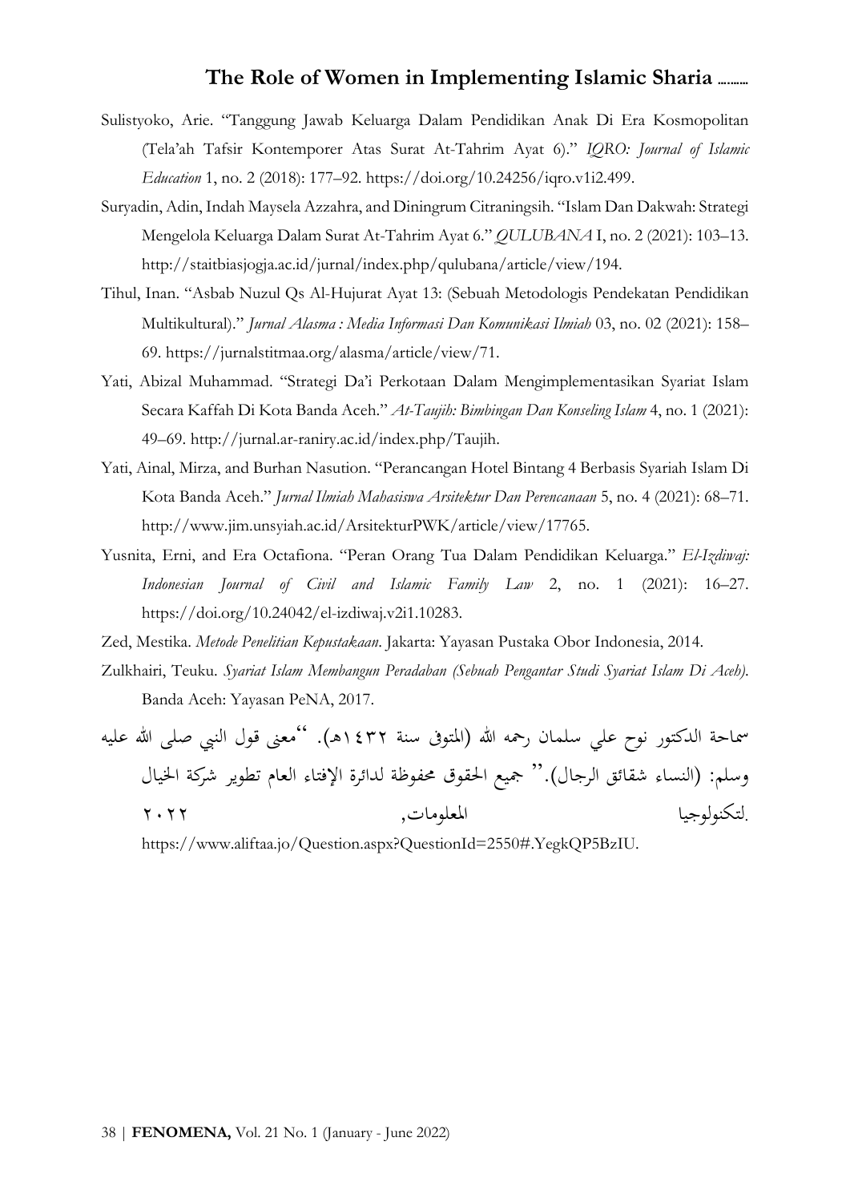Sulistyoko, Arie. "Tanggung Jawab Keluarga Dalam Pendidikan Anak Di Era Kosmopolitan (Tela'ah Tafsir Kontemporer Atas Surat At-Tahrim Ayat 6)." *IQRO: Journal of Islamic Education* 1, no. 2 (2018): 177–92. https://doi.org/10.24256/iqro.v1i2.499.

Suryadin, Adin, Indah Maysela Azzahra, and Diningrum Citraningsih. "Islam Dan Dakwah: Strategi Mengelola Keluarga Dalam Surat At-Tahrim Ayat 6." *QULUBANA* I, no. 2 (2021): 103–13. http://staitbiasjogja.ac.id/jurnal/index.php/qulubana/article/view/194.

Tihul, Inan. "Asbab Nuzul Qs Al-Hujurat Ayat 13: (Sebuah Metodologis Pendekatan Pendidikan Multikultural)." *Jurnal Alasma : Media Informasi Dan Komunikasi Ilmiah* 03, no. 02 (2021): 158–69. https://jurnalstitmaa.org/alasma/article/view/71.

Yati, Abizal Muhammad. "Strategi Da'i Perkotaan Dalam Mengimplementasikan Syariat Islam Secara Kaffah Di Kota Banda Aceh." *At-Taujih: Bimbingan Dan Konseling Islam* 4, no. 1 (2021): 49–69. http://jurnal.ar-raniry.ac.id/index.php/Taujih.

Yati, Ainal, Mirza, and Burhan Nasution. "Perancangan Hotel Bintang 4 Berbasis Syariah Islam Di Kota Banda Aceh." *Jurnal Ilmiah Mahasiswa Arsitektur Dan Perencanaan* 5, no. 4 (2021): 68–71. http://www.jim.unsyiah.ac.id/ArsitekturPWK/article/view/17765.

Yusnita, Erni, and Era Octafiona. "Peran Orang Tua Dalam Pendidikan Keluarga." *El-Izdiwaj: Indonesian Journal of Civil and Islamic Family Law* 2, no. 1 (2021): 16–27. https://doi.org/10.24042/el-izdiwaj.v2i1.10283.

Zed, Mestika. *Metode Penelitian Kepustakaan*. Jakarta: Yayasan Pustaka Obor Indonesia, 2014.

Zulkhairi, Teuku. *Syariat Islam Membangun Peradaban (Sebuah Pengantar Studi Syariat Islam Di Aceh)*. Banda Aceh: Yayasan PeNA, 2017.

سماحة الدكتور نوح علي سلمان رحمه الله (المتوفى سنة ١٤٣٢هـ). "معنى قول النبي صلى الله عليه وسلم: (النساء شقائق الرجال)." جميع الحقوق محفوظة لدائرة الإفتاء العام تطوير شركة الخيال لتكنولوجيا المعلومات, ٢٠٢٢. https://www.aliftaa.jo/Question.aspx?QuestionId=2550#.YegkQP5BzIU.